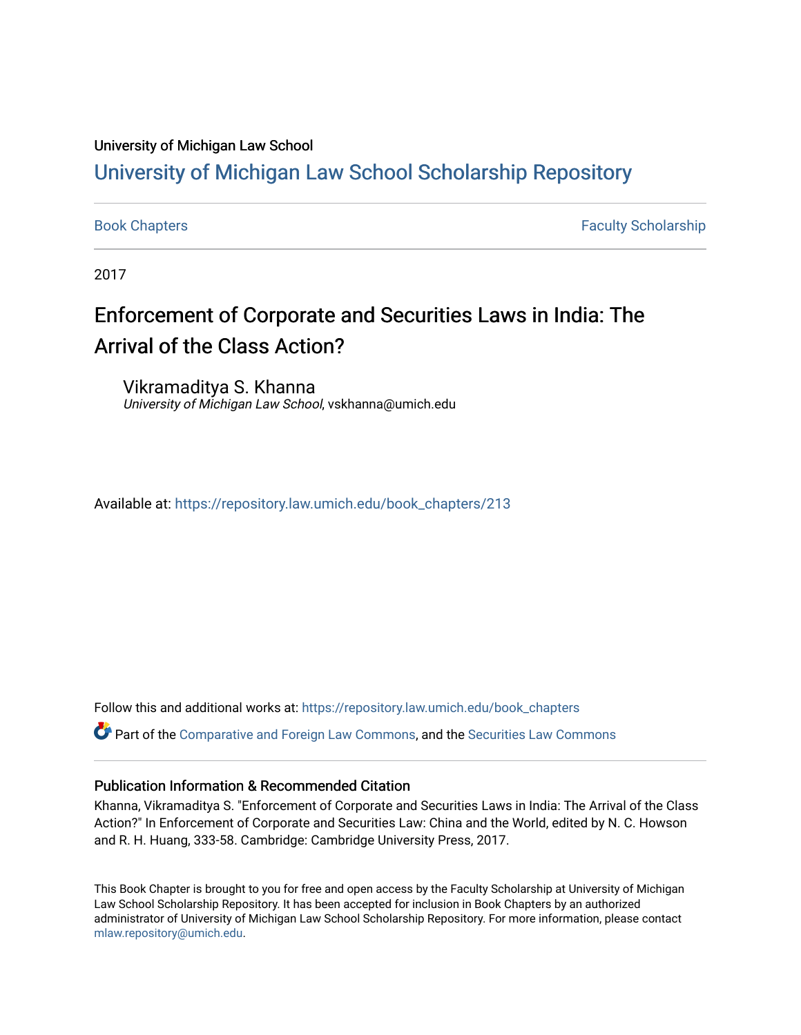University of Michigan Law School

# University of Michigan Law School Scholarship Repository

Book Chapters | Faculty Scholarship

2017

## Enforcement of Corporate and Securities Laws in India: The Arrival of the Class Action?

Vikramaditya S. Khanna
*University of Michigan Law School*, vskhanna@umich.edu

Available at: https://repository.law.umich.edu/book_chapters/213

Follow this and additional works at: https://repository.law.umich.edu/book_chapters

Part of the Comparative and Foreign Law Commons, and the Securities Law Commons

### Publication Information & Recommended Citation

Khanna, Vikramaditya S. "Enforcement of Corporate and Securities Laws in India: The Arrival of the Class Action?" In Enforcement of Corporate and Securities Law: China and the World, edited by N. C. Howson and R. H. Huang, 333-58. Cambridge: Cambridge University Press, 2017.

This Book Chapter is brought to you for free and open access by the Faculty Scholarship at University of Michigan Law School Scholarship Repository. It has been accepted for inclusion in Book Chapters by an authorized administrator of University of Michigan Law School Scholarship Repository. For more information, please contact mlaw.repository@umich.edu.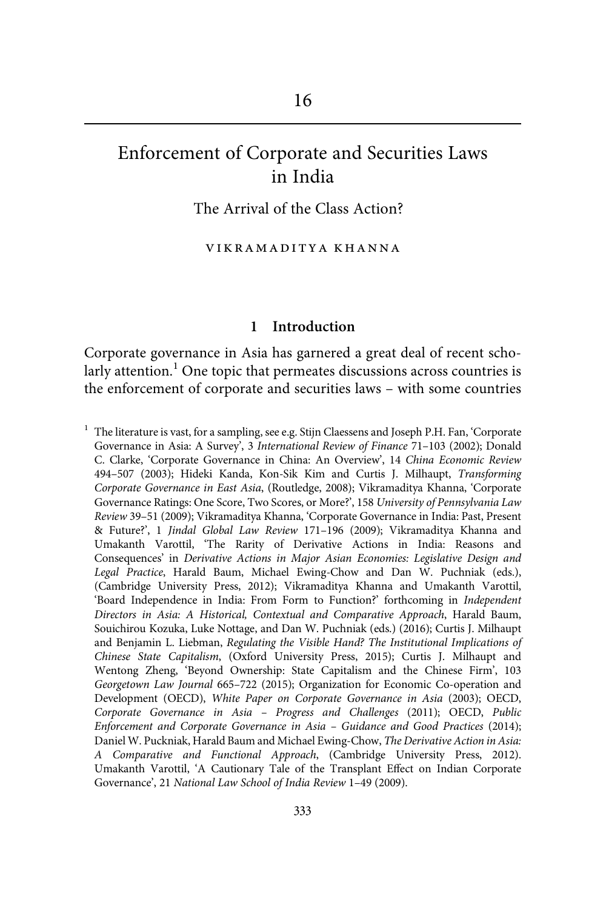# 16

## Enforcement of Corporate and Securities Laws in India

### The Arrival of the Class Action?

VIKRAMADITYA KHANNA

### 1 Introduction

Corporate governance in Asia has garnered a great deal of recent scholarly attention.[1] One topic that permeates discussions across countries is the enforcement of corporate and securities laws – with some countries

[1] The literature is vast, for a sampling, see e.g. Stijn Claessens and Joseph P.H. Fan, 'Corporate Governance in Asia: A Survey', 3 *International Review of Finance* 71–103 (2002); Donald C. Clarke, 'Corporate Governance in China: An Overview', 14 *China Economic Review* 494–507 (2003); Hideki Kanda, Kon-Sik Kim and Curtis J. Milhaupt, *Transforming Corporate Governance in East Asia*, (Routledge, 2008); Vikramaditya Khanna, 'Corporate Governance Ratings: One Score, Two Scores, or More?', 158 *University of Pennsylvania Law Review* 39–51 (2009); Vikramaditya Khanna, 'Corporate Governance in India: Past, Present & Future?', 1 *Jindal Global Law Review* 171–196 (2009); Vikramaditya Khanna and Umakanth Varottil, 'The Rarity of Derivative Actions in India: Reasons and Consequences' in *Derivative Actions in Major Asian Economies: Legislative Design and Legal Practice*, Harald Baum, Michael Ewing-Chow and Dan W. Puchniak (eds.), (Cambridge University Press, 2012); Vikramaditya Khanna and Umakanth Varottil, 'Board Independence in India: From Form to Function?' forthcoming in *Independent Directors in Asia: A Historical, Contextual and Comparative Approach*, Harald Baum, Souichirou Kozuka, Luke Nottage, and Dan W. Puchniak (eds.) (2016); Curtis J. Milhaupt and Benjamin L. Liebman, *Regulating the Visible Hand? The Institutional Implications of Chinese State Capitalism*, (Oxford University Press, 2015); Curtis J. Milhaupt and Wentong Zheng, 'Beyond Ownership: State Capitalism and the Chinese Firm', 103 *Georgetown Law Journal* 665–722 (2015); Organization for Economic Co-operation and Development (OECD), *White Paper on Corporate Governance in Asia* (2003); OECD, *Corporate Governance in Asia – Progress and Challenges* (2011); OECD, *Public Enforcement and Corporate Governance in Asia – Guidance and Good Practices* (2014); Daniel W. Puckniak, Harald Baum and Michael Ewing-Chow, *The Derivative Action in Asia: A Comparative and Functional Approach*, (Cambridge University Press, 2012). Umakanth Varottil, 'A Cautionary Tale of the Transplant Effect on Indian Corporate Governance', 21 *National Law School of India Review* 1–49 (2009).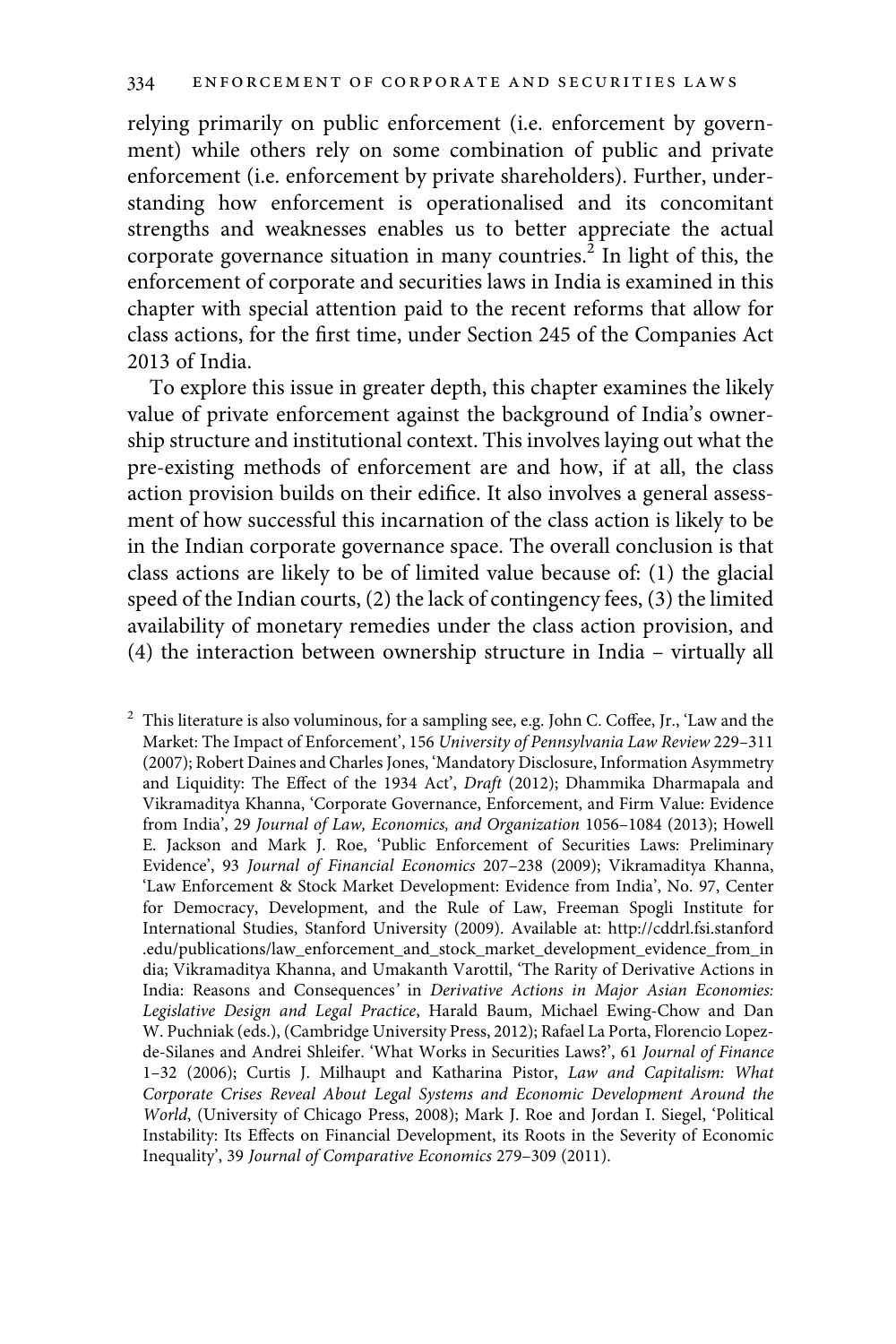relying primarily on public enforcement (i.e. enforcement by government) while others rely on some combination of public and private enforcement (i.e. enforcement by private shareholders). Further, understanding how enforcement is operationalised and its concomitant strengths and weaknesses enables us to better appreciate the actual corporate governance situation in many countries.[2] In light of this, the enforcement of corporate and securities laws in India is examined in this chapter with special attention paid to the recent reforms that allow for class actions, for the first time, under Section 245 of the Companies Act 2013 of India.

To explore this issue in greater depth, this chapter examines the likely value of private enforcement against the background of India's ownership structure and institutional context. This involves laying out what the pre-existing methods of enforcement are and how, if at all, the class action provision builds on their edifice. It also involves a general assessment of how successful this incarnation of the class action is likely to be in the Indian corporate governance space. The overall conclusion is that class actions are likely to be of limited value because of: (1) the glacial speed of the Indian courts, (2) the lack of contingency fees, (3) the limited availability of monetary remedies under the class action provision, and (4) the interaction between ownership structure in India – virtually all

[2] This literature is also voluminous, for a sampling see, e.g. John C. Coffee, Jr., 'Law and the Market: The Impact of Enforcement', 156 *University of Pennsylvania Law Review* 229–311 (2007); Robert Daines and Charles Jones, 'Mandatory Disclosure, Information Asymmetry and Liquidity: The Effect of the 1934 Act', *Draft* (2012); Dhammika Dharmapala and Vikramaditya Khanna, 'Corporate Governance, Enforcement, and Firm Value: Evidence from India', 29 *Journal of Law, Economics, and Organization* 1056–1084 (2013); Howell E. Jackson and Mark J. Roe, 'Public Enforcement of Securities Laws: Preliminary Evidence', 93 *Journal of Financial Economics* 207–238 (2009); Vikramaditya Khanna, 'Law Enforcement & Stock Market Development: Evidence from India', No. 97, Center for Democracy, Development, and the Rule of Law, Freeman Spogli Institute for International Studies, Stanford University (2009). Available at: http://cddrl.fsi.stanford.edu/publications/law_enforcement_and_stock_market_development_evidence_from_india; Vikramaditya Khanna, and Umakanth Varottil, 'The Rarity of Derivative Actions in India: Reasons and Consequences' in *Derivative Actions in Major Asian Economies: Legislative Design and Legal Practice*, Harald Baum, Michael Ewing-Chow and Dan W. Puchniak (eds.), (Cambridge University Press, 2012); Rafael La Porta, Florencio Lopez-de-Silanes and Andrei Shleifer. 'What Works in Securities Laws?', 61 *Journal of Finance* 1–32 (2006); Curtis J. Milhaupt and Katharina Pistor, *Law and Capitalism: What Corporate Crises Reveal About Legal Systems and Economic Development Around the World*, (University of Chicago Press, 2008); Mark J. Roe and Jordan I. Siegel, 'Political Instability: Its Effects on Financial Development, its Roots in the Severity of Economic Inequality', 39 *Journal of Comparative Economics* 279–309 (2011).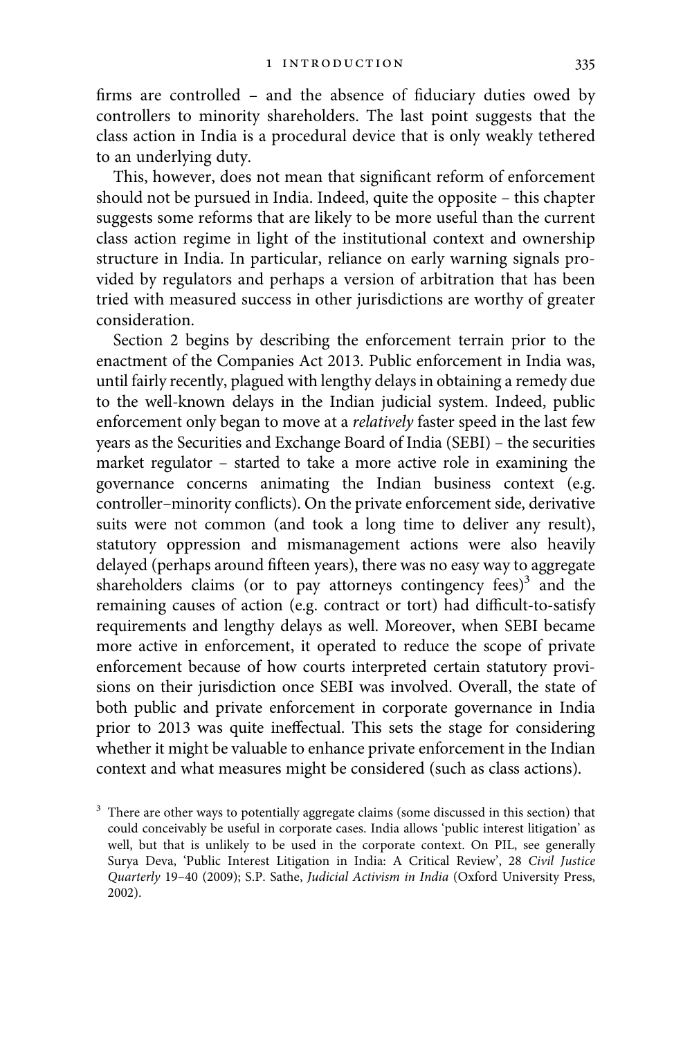firms are controlled – and the absence of fiduciary duties owed by controllers to minority shareholders. The last point suggests that the class action in India is a procedural device that is only weakly tethered to an underlying duty.

This, however, does not mean that significant reform of enforcement should not be pursued in India. Indeed, quite the opposite – this chapter suggests some reforms that are likely to be more useful than the current class action regime in light of the institutional context and ownership structure in India. In particular, reliance on early warning signals provided by regulators and perhaps a version of arbitration that has been tried with measured success in other jurisdictions are worthy of greater consideration.

Section 2 begins by describing the enforcement terrain prior to the enactment of the Companies Act 2013. Public enforcement in India was, until fairly recently, plagued with lengthy delays in obtaining a remedy due to the well-known delays in the Indian judicial system. Indeed, public enforcement only began to move at a *relatively* faster speed in the last few years as the Securities and Exchange Board of India (SEBI) – the securities market regulator – started to take a more active role in examining the governance concerns animating the Indian business context (e.g. controller–minority conflicts). On the private enforcement side, derivative suits were not common (and took a long time to deliver any result), statutory oppression and mismanagement actions were also heavily delayed (perhaps around fifteen years), there was no easy way to aggregate shareholders claims (or to pay attorneys contingency fees)[3] and the remaining causes of action (e.g. contract or tort) had difficult-to-satisfy requirements and lengthy delays as well. Moreover, when SEBI became more active in enforcement, it operated to reduce the scope of private enforcement because of how courts interpreted certain statutory provisions on their jurisdiction once SEBI was involved. Overall, the state of both public and private enforcement in corporate governance in India prior to 2013 was quite ineffectual. This sets the stage for considering whether it might be valuable to enhance private enforcement in the Indian context and what measures might be considered (such as class actions).

[3] There are other ways to potentially aggregate claims (some discussed in this section) that could conceivably be useful in corporate cases. India allows 'public interest litigation' as well, but that is unlikely to be used in the corporate context. On PIL, see generally Surya Deva, 'Public Interest Litigation in India: A Critical Review', 28 *Civil Justice Quarterly* 19–40 (2009); S.P. Sathe, *Judicial Activism in India* (Oxford University Press, 2002).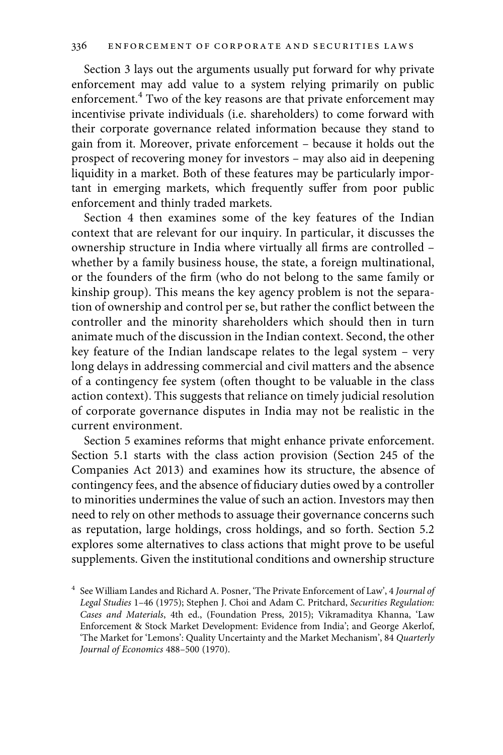Section 3 lays out the arguments usually put forward for why private enforcement may add value to a system relying primarily on public enforcement.[4] Two of the key reasons are that private enforcement may incentivise private individuals (i.e. shareholders) to come forward with their corporate governance related information because they stand to gain from it. Moreover, private enforcement – because it holds out the prospect of recovering money for investors – may also aid in deepening liquidity in a market. Both of these features may be particularly important in emerging markets, which frequently suffer from poor public enforcement and thinly traded markets.

Section 4 then examines some of the key features of the Indian context that are relevant for our inquiry. In particular, it discusses the ownership structure in India where virtually all firms are controlled – whether by a family business house, the state, a foreign multinational, or the founders of the firm (who do not belong to the same family or kinship group). This means the key agency problem is not the separation of ownership and control per se, but rather the conflict between the controller and the minority shareholders which should then in turn animate much of the discussion in the Indian context. Second, the other key feature of the Indian landscape relates to the legal system – very long delays in addressing commercial and civil matters and the absence of a contingency fee system (often thought to be valuable in the class action context). This suggests that reliance on timely judicial resolution of corporate governance disputes in India may not be realistic in the current environment.

Section 5 examines reforms that might enhance private enforcement. Section 5.1 starts with the class action provision (Section 245 of the Companies Act 2013) and examines how its structure, the absence of contingency fees, and the absence of fiduciary duties owed by a controller to minorities undermines the value of such an action. Investors may then need to rely on other methods to assuage their governance concerns such as reputation, large holdings, cross holdings, and so forth. Section 5.2 explores some alternatives to class actions that might prove to be useful supplements. Given the institutional conditions and ownership structure

[4] See William Landes and Richard A. Posner, 'The Private Enforcement of Law', 4 *Journal of Legal Studies* 1–46 (1975); Stephen J. Choi and Adam C. Pritchard, *Securities Regulation: Cases and Materials*, 4th ed., (Foundation Press, 2015); Vikramaditya Khanna, 'Law Enforcement & Stock Market Development: Evidence from India'; and George Akerlof, 'The Market for 'Lemons': Quality Uncertainty and the Market Mechanism', 84 *Quarterly Journal of Economics* 488–500 (1970).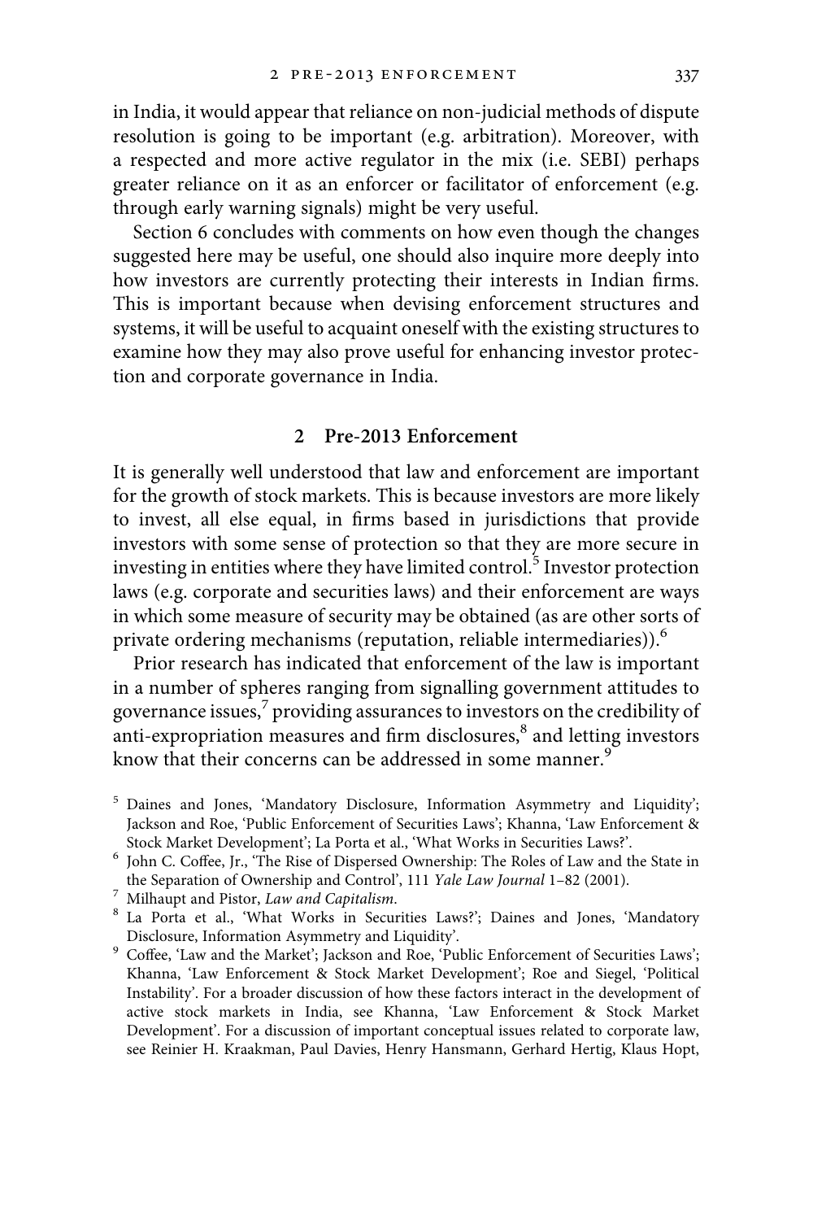in India, it would appear that reliance on non-judicial methods of dispute resolution is going to be important (e.g. arbitration). Moreover, with a respected and more active regulator in the mix (i.e. SEBI) perhaps greater reliance on it as an enforcer or facilitator of enforcement (e.g. through early warning signals) might be very useful.

Section 6 concludes with comments on how even though the changes suggested here may be useful, one should also inquire more deeply into how investors are currently protecting their interests in Indian firms. This is important because when devising enforcement structures and systems, it will be useful to acquaint oneself with the existing structures to examine how they may also prove useful for enhancing investor protection and corporate governance in India.

## 2 Pre-2013 Enforcement

It is generally well understood that law and enforcement are important for the growth of stock markets. This is because investors are more likely to invest, all else equal, in firms based in jurisdictions that provide investors with some sense of protection so that they are more secure in investing in entities where they have limited control.[5] Investor protection laws (e.g. corporate and securities laws) and their enforcement are ways in which some measure of security may be obtained (as are other sorts of private ordering mechanisms (reputation, reliable intermediaries)).[6]

Prior research has indicated that enforcement of the law is important in a number of spheres ranging from signalling government attitudes to governance issues,[7] providing assurances to investors on the credibility of anti-expropriation measures and firm disclosures,[8] and letting investors know that their concerns can be addressed in some manner.[9]

[5] Daines and Jones, 'Mandatory Disclosure, Information Asymmetry and Liquidity'; Jackson and Roe, 'Public Enforcement of Securities Laws'; Khanna, 'Law Enforcement & Stock Market Development'; La Porta et al., 'What Works in Securities Laws?'.

[6] John C. Coffee, Jr., 'The Rise of Dispersed Ownership: The Roles of Law and the State in the Separation of Ownership and Control', 111 *Yale Law Journal* 1–82 (2001).

[7] Milhaupt and Pistor, *Law and Capitalism*.

[8] La Porta et al., 'What Works in Securities Laws?'; Daines and Jones, 'Mandatory Disclosure, Information Asymmetry and Liquidity'.

[9] Coffee, 'Law and the Market'; Jackson and Roe, 'Public Enforcement of Securities Laws'; Khanna, 'Law Enforcement & Stock Market Development'; Roe and Siegel, 'Political Instability'. For a broader discussion of how these factors interact in the development of active stock markets in India, see Khanna, 'Law Enforcement & Stock Market Development'. For a discussion of important conceptual issues related to corporate law, see Reinier H. Kraakman, Paul Davies, Henry Hansmann, Gerhard Hertig, Klaus Hopt,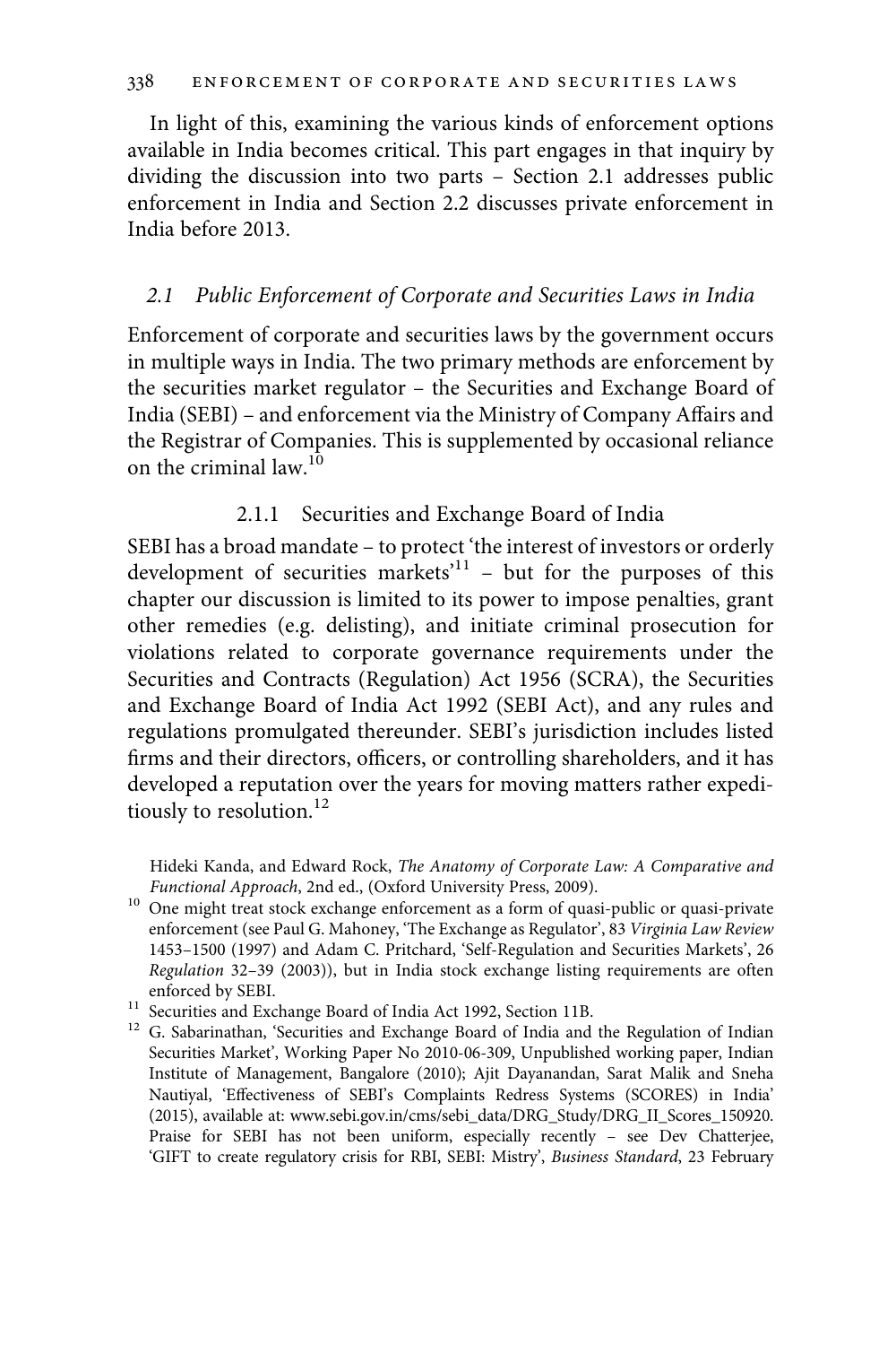In light of this, examining the various kinds of enforcement options available in India becomes critical. This part engages in that inquiry by dividing the discussion into two parts – Section 2.1 addresses public enforcement in India and Section 2.2 discusses private enforcement in India before 2013.

## *2.1 Public Enforcement of Corporate and Securities Laws in India*

Enforcement of corporate and securities laws by the government occurs in multiple ways in India. The two primary methods are enforcement by the securities market regulator – the Securities and Exchange Board of India (SEBI) – and enforcement via the Ministry of Company Affairs and the Registrar of Companies. This is supplemented by occasional reliance on the criminal law.[10]

### 2.1.1 Securities and Exchange Board of India

SEBI has a broad mandate – to protect 'the interest of investors or orderly development of securities markets'[11] – but for the purposes of this chapter our discussion is limited to its power to impose penalties, grant other remedies (e.g. delisting), and initiate criminal prosecution for violations related to corporate governance requirements under the Securities and Contracts (Regulation) Act 1956 (SCRA), the Securities and Exchange Board of India Act 1992 (SEBI Act), and any rules and regulations promulgated thereunder. SEBI's jurisdiction includes listed firms and their directors, officers, or controlling shareholders, and it has developed a reputation over the years for moving matters rather expeditiously to resolution.[12]

Hideki Kanda, and Edward Rock, *The Anatomy of Corporate Law: A Comparative and Functional Approach*, 2nd ed., (Oxford University Press, 2009).

[10] One might treat stock exchange enforcement as a form of quasi-public or quasi-private enforcement (see Paul G. Mahoney, 'The Exchange as Regulator', 83 *Virginia Law Review* 1453–1500 (1997) and Adam C. Pritchard, 'Self-Regulation and Securities Markets', 26 *Regulation* 32–39 (2003)), but in India stock exchange listing requirements are often enforced by SEBI.

[11] Securities and Exchange Board of India Act 1992, Section 11B.

[12] G. Sabarinathan, 'Securities and Exchange Board of India and the Regulation of Indian Securities Market', Working Paper No 2010-06-309, Unpublished working paper, Indian Institute of Management, Bangalore (2010); Ajit Dayanandan, Sarat Malik and Sneha Nautiyal, 'Effectiveness of SEBI's Complaints Redress Systems (SCORES) in India' (2015), available at: www.sebi.gov.in/cms/sebi_data/DRG_Study/DRG_II_Scores_150920. Praise for SEBI has not been uniform, especially recently – see Dev Chatterjee, 'GIFT to create regulatory crisis for RBI, SEBI: Mistry', *Business Standard*, 23 February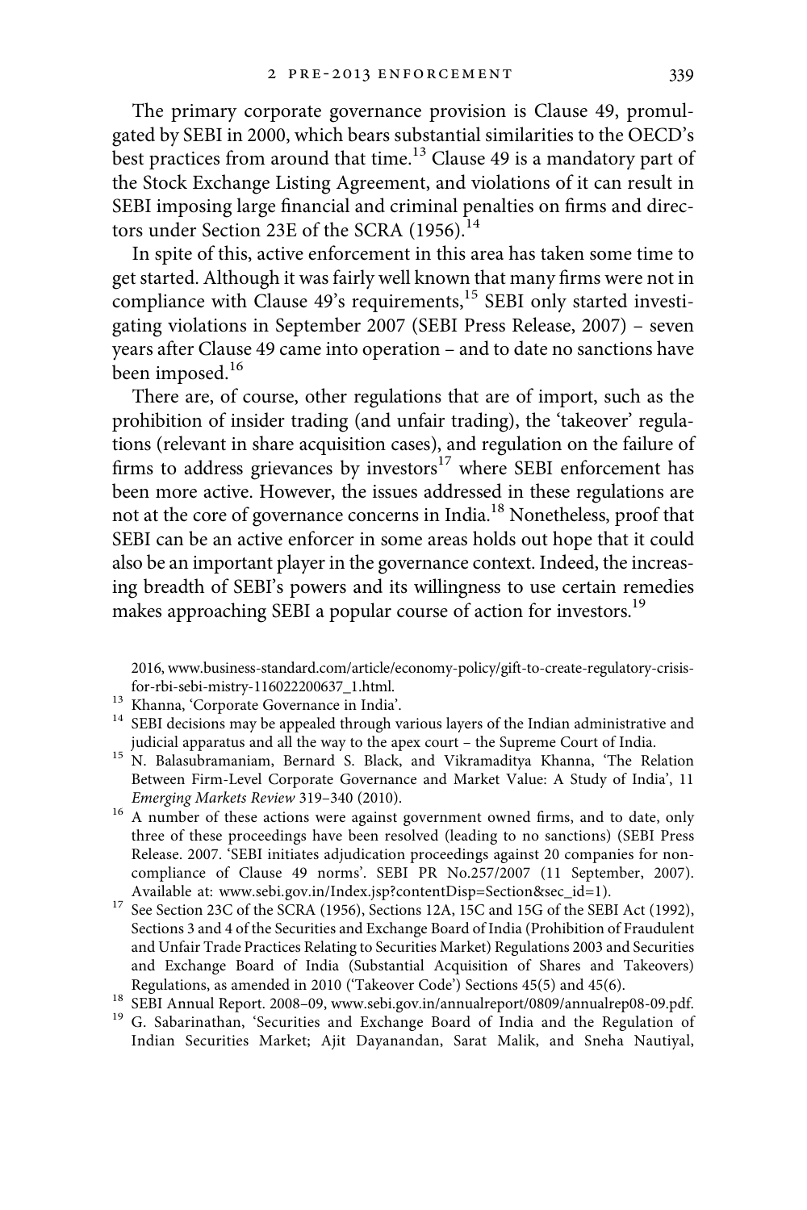The primary corporate governance provision is Clause 49, promulgated by SEBI in 2000, which bears substantial similarities to the OECD's best practices from around that time.[13] Clause 49 is a mandatory part of the Stock Exchange Listing Agreement, and violations of it can result in SEBI imposing large financial and criminal penalties on firms and directors under Section 23E of the SCRA (1956).[14]

In spite of this, active enforcement in this area has taken some time to get started. Although it was fairly well known that many firms were not in compliance with Clause 49's requirements,[15] SEBI only started investigating violations in September 2007 (SEBI Press Release, 2007) – seven years after Clause 49 came into operation – and to date no sanctions have been imposed.[16]

There are, of course, other regulations that are of import, such as the prohibition of insider trading (and unfair trading), the 'takeover' regulations (relevant in share acquisition cases), and regulation on the failure of firms to address grievances by investors[17] where SEBI enforcement has been more active. However, the issues addressed in these regulations are not at the core of governance concerns in India.[18] Nonetheless, proof that SEBI can be an active enforcer in some areas holds out hope that it could also be an important player in the governance context. Indeed, the increasing breadth of SEBI's powers and its willingness to use certain remedies makes approaching SEBI a popular course of action for investors.[19]

2016, www.business-standard.com/article/economy-policy/gift-to-create-regulatory-crisis-for-rbi-sebi-mistry-116022200637_1.html.

[13] Khanna, 'Corporate Governance in India'.

[14] SEBI decisions may be appealed through various layers of the Indian administrative and judicial apparatus and all the way to the apex court – the Supreme Court of India.

[15] N. Balasubramaniam, Bernard S. Black, and Vikramaditya Khanna, 'The Relation Between Firm-Level Corporate Governance and Market Value: A Study of India', 11 *Emerging Markets Review* 319–340 (2010).

[16] A number of these actions were against government owned firms, and to date, only three of these proceedings have been resolved (leading to no sanctions) (SEBI Press Release. 2007. 'SEBI initiates adjudication proceedings against 20 companies for non-compliance of Clause 49 norms'. SEBI PR No.257/2007 (11 September, 2007). Available at: www.sebi.gov.in/Index.jsp?contentDisp=Section&sec_id=1).

[17] See Section 23C of the SCRA (1956), Sections 12A, 15C and 15G of the SEBI Act (1992), Sections 3 and 4 of the Securities and Exchange Board of India (Prohibition of Fraudulent and Unfair Trade Practices Relating to Securities Market) Regulations 2003 and Securities and Exchange Board of India (Substantial Acquisition of Shares and Takeovers) Regulations, as amended in 2010 ('Takeover Code') Sections 45(5) and 45(6).

[18] SEBI Annual Report. 2008–09, www.sebi.gov.in/annualreport/0809/annualrep08-09.pdf.

[19] G. Sabarinathan, 'Securities and Exchange Board of India and the Regulation of Indian Securities Market; Ajit Dayanandan, Sarat Malik, and Sneha Nautiyal,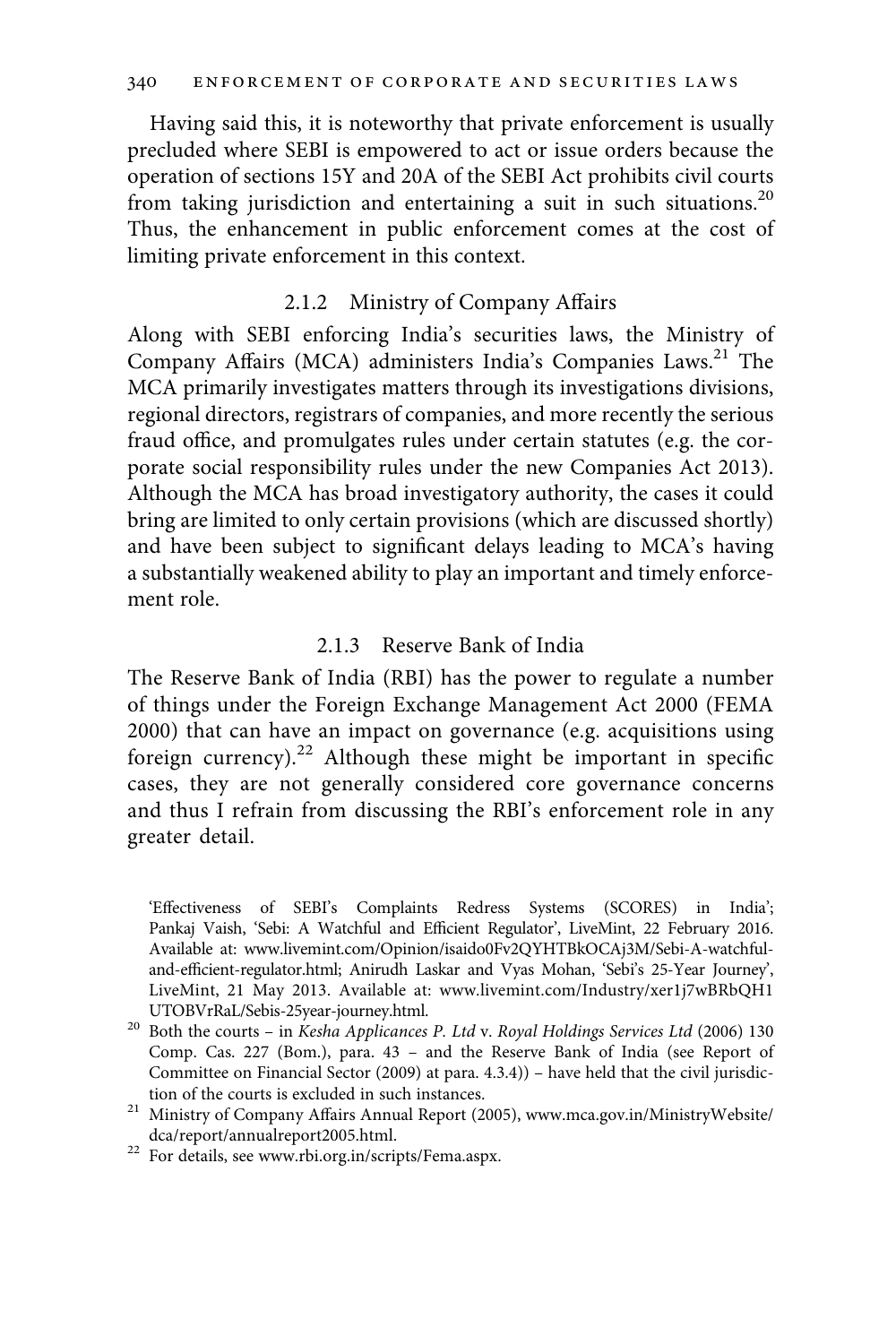Having said this, it is noteworthy that private enforcement is usually precluded where SEBI is empowered to act or issue orders because the operation of sections 15Y and 20A of the SEBI Act prohibits civil courts from taking jurisdiction and entertaining a suit in such situations.[20] Thus, the enhancement in public enforcement comes at the cost of limiting private enforcement in this context.

### 2.1.2 Ministry of Company Affairs

Along with SEBI enforcing India's securities laws, the Ministry of Company Affairs (MCA) administers India's Companies Laws.[21] The MCA primarily investigates matters through its investigations divisions, regional directors, registrars of companies, and more recently the serious fraud office, and promulgates rules under certain statutes (e.g. the corporate social responsibility rules under the new Companies Act 2013). Although the MCA has broad investigatory authority, the cases it could bring are limited to only certain provisions (which are discussed shortly) and have been subject to significant delays leading to MCA's having a substantially weakened ability to play an important and timely enforcement role.

### 2.1.3 Reserve Bank of India

The Reserve Bank of India (RBI) has the power to regulate a number of things under the Foreign Exchange Management Act 2000 (FEMA 2000) that can have an impact on governance (e.g. acquisitions using foreign currency).[22] Although these might be important in specific cases, they are not generally considered core governance concerns and thus I refrain from discussing the RBI's enforcement role in any greater detail.

---

'Effectiveness of SEBI's Complaints Redress Systems (SCORES) in India'; Pankaj Vaish, 'Sebi: A Watchful and Efficient Regulator', LiveMint, 22 February 2016. Available at: www.livemint.com/Opinion/isaido0Fv2QYHTBkOCAj3M/Sebi-A-watchful-and-efficient-regulator.html; Anirudh Laskar and Vyas Mohan, 'Sebi's 25-Year Journey', LiveMint, 21 May 2013. Available at: www.livemint.com/Industry/xer1j7wBRbQH1UTOBVrRaL/Sebis-25year-journey.html.

[20] Both the courts – in *Kesha Applicances P. Ltd* v. *Royal Holdings Services Ltd* (2006) 130 Comp. Cas. 227 (Bom.), para. 43 – and the Reserve Bank of India (see Report of Committee on Financial Sector (2009) at para. 4.3.4)) – have held that the civil jurisdiction of the courts is excluded in such instances.

[21] Ministry of Company Affairs Annual Report (2005), www.mca.gov.in/MinistryWebsite/dca/report/annualreport2005.html.

[22] For details, see www.rbi.org.in/scripts/Fema.aspx.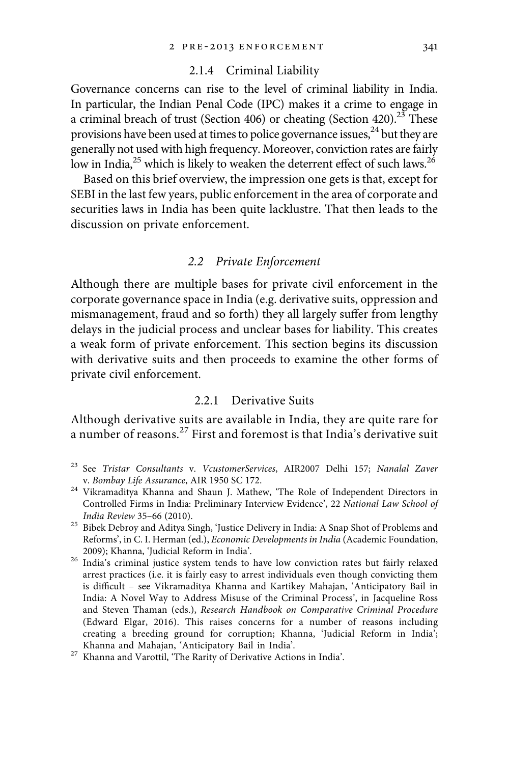#### 2.1.4 Criminal Liability

Governance concerns can rise to the level of criminal liability in India. In particular, the Indian Penal Code (IPC) makes it a crime to engage in a criminal breach of trust (Section 406) or cheating (Section 420).[23] These provisions have been used at times to police governance issues,[24] but they are generally not used with high frequency. Moreover, conviction rates are fairly low in India,[25] which is likely to weaken the deterrent effect of such laws.[26]

Based on this brief overview, the impression one gets is that, except for SEBI in the last few years, public enforcement in the area of corporate and securities laws in India has been quite lacklustre. That then leads to the discussion on private enforcement.

### *2.2 Private Enforcement*

Although there are multiple bases for private civil enforcement in the corporate governance space in India (e.g. derivative suits, oppression and mismanagement, fraud and so forth) they all largely suffer from lengthy delays in the judicial process and unclear bases for liability. This creates a weak form of private enforcement. This section begins its discussion with derivative suits and then proceeds to examine the other forms of private civil enforcement.

#### 2.2.1 Derivative Suits

Although derivative suits are available in India, they are quite rare for a number of reasons.[27] First and foremost is that India's derivative suit

---

[23] See *Tristar Consultants* v. *VcustomerServices*, AIR2007 Delhi 157; *Nanalal Zaver* v. *Bombay Life Assurance*, AIR 1950 SC 172.

[24] Vikramaditya Khanna and Shaun J. Mathew, 'The Role of Independent Directors in Controlled Firms in India: Preliminary Interview Evidence', 22 *National Law School of India Review* 35–66 (2010).

[25] Bibek Debroy and Aditya Singh, 'Justice Delivery in India: A Snap Shot of Problems and Reforms', in C. I. Herman (ed.), *Economic Developments in India* (Academic Foundation, 2009); Khanna, 'Judicial Reform in India'.

[26] India's criminal justice system tends to have low conviction rates but fairly relaxed arrest practices (i.e. it is fairly easy to arrest individuals even though convicting them is difficult – see Vikramaditya Khanna and Kartikey Mahajan, 'Anticipatory Bail in India: A Novel Way to Address Misuse of the Criminal Process', in Jacqueline Ross and Steven Thaman (eds.), *Research Handbook on Comparative Criminal Procedure* (Edward Elgar, 2016). This raises concerns for a number of reasons including creating a breeding ground for corruption; Khanna, 'Judicial Reform in India'; Khanna and Mahajan, 'Anticipatory Bail in India'.

[27] Khanna and Varottil, 'The Rarity of Derivative Actions in India'.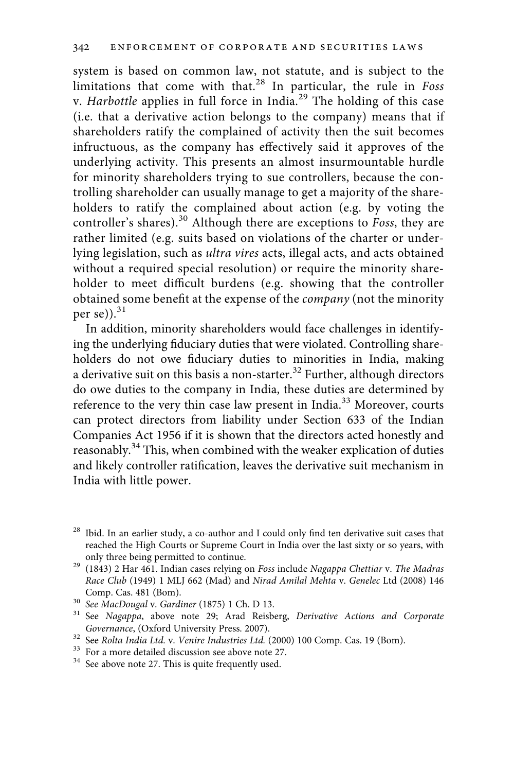system is based on common law, not statute, and is subject to the limitations that come with that.[28] In particular, the rule in *Foss* v. *Harbottle* applies in full force in India.[29] The holding of this case (i.e. that a derivative action belongs to the company) means that if shareholders ratify the complained of activity then the suit becomes infructuous, as the company has effectively said it approves of the underlying activity. This presents an almost insurmountable hurdle for minority shareholders trying to sue controllers, because the controlling shareholder can usually manage to get a majority of the shareholders to ratify the complained about action (e.g. by voting the controller's shares).[30] Although there are exceptions to *Foss*, they are rather limited (e.g. suits based on violations of the charter or underlying legislation, such as *ultra vires* acts, illegal acts, and acts obtained without a required special resolution) or require the minority shareholder to meet difficult burdens (e.g. showing that the controller obtained some benefit at the expense of the *company* (not the minority per se)).[31]

In addition, minority shareholders would face challenges in identifying the underlying fiduciary duties that were violated. Controlling shareholders do not owe fiduciary duties to minorities in India, making a derivative suit on this basis a non-starter.[32] Further, although directors do owe duties to the company in India, these duties are determined by reference to the very thin case law present in India.[33] Moreover, courts can protect directors from liability under Section 633 of the Indian Companies Act 1956 if it is shown that the directors acted honestly and reasonably.[34] This, when combined with the weaker explication of duties and likely controller ratification, leaves the derivative suit mechanism in India with little power.

[28] Ibid. In an earlier study, a co-author and I could only find ten derivative suit cases that reached the High Courts or Supreme Court in India over the last sixty or so years, with only three being permitted to continue.

[29] (1843) 2 Har 461. Indian cases relying on *Foss* include *Nagappa Chettiar* v. *The Madras Race Club* (1949) 1 MLJ 662 (Mad) and *Nirad Amilal Mehta* v. *Genelec* Ltd (2008) 146 Comp. Cas. 481 (Bom).

[30] *See MacDougal* v. *Gardiner* (1875) 1 Ch. D 13.

[31] See *Nagappa*, above note 29; Arad Reisberg, *Derivative Actions and Corporate Governance*, (Oxford University Press. 2007).

[32] See *Rolta India Ltd.* v. *Venire Industries Ltd.* (2000) 100 Comp. Cas. 19 (Bom).

[33] For a more detailed discussion see above note 27.

[34] See above note 27. This is quite frequently used.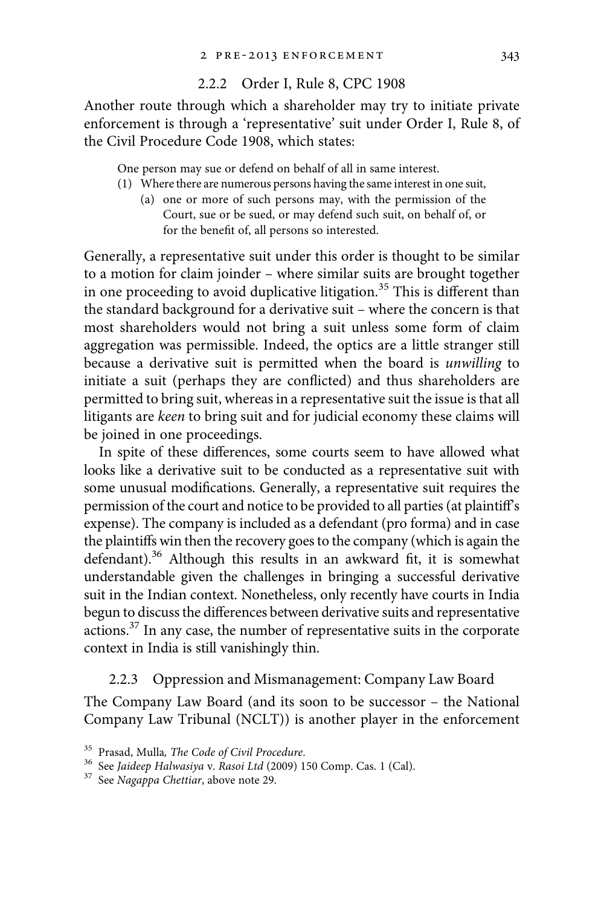### 2.2.2 Order I, Rule 8, CPC 1908

Another route through which a shareholder may try to initiate private enforcement is through a 'representative' suit under Order I, Rule 8, of the Civil Procedure Code 1908, which states:

> One person may sue or defend on behalf of all in same interest.
>
> (1) Where there are numerous persons having the same interest in one suit,
>
> (a) one or more of such persons may, with the permission of the Court, sue or be sued, or may defend such suit, on behalf of, or for the benefit of, all persons so interested.

Generally, a representative suit under this order is thought to be similar to a motion for claim joinder – where similar suits are brought together in one proceeding to avoid duplicative litigation.[35] This is different than the standard background for a derivative suit – where the concern is that most shareholders would not bring a suit unless some form of claim aggregation was permissible. Indeed, the optics are a little stranger still because a derivative suit is permitted when the board is *unwilling* to initiate a suit (perhaps they are conflicted) and thus shareholders are permitted to bring suit, whereas in a representative suit the issue is that all litigants are *keen* to bring suit and for judicial economy these claims will be joined in one proceedings.

In spite of these differences, some courts seem to have allowed what looks like a derivative suit to be conducted as a representative suit with some unusual modifications. Generally, a representative suit requires the permission of the court and notice to be provided to all parties (at plaintiff's expense). The company is included as a defendant (pro forma) and in case the plaintiffs win then the recovery goes to the company (which is again the defendant).[36] Although this results in an awkward fit, it is somewhat understandable given the challenges in bringing a successful derivative suit in the Indian context. Nonetheless, only recently have courts in India begun to discuss the differences between derivative suits and representative actions.[37] In any case, the number of representative suits in the corporate context in India is still vanishingly thin.

### 2.2.3 Oppression and Mismanagement: Company Law Board

The Company Law Board (and its soon to be successor – the National Company Law Tribunal (NCLT)) is another player in the enforcement

[35] Prasad, Mulla, *The Code of Civil Procedure*.

[36] See *Jaideep Halwasiya* v. *Rasoi Ltd* (2009) 150 Comp. Cas. 1 (Cal).

[37] See *Nagappa Chettiar*, above note 29.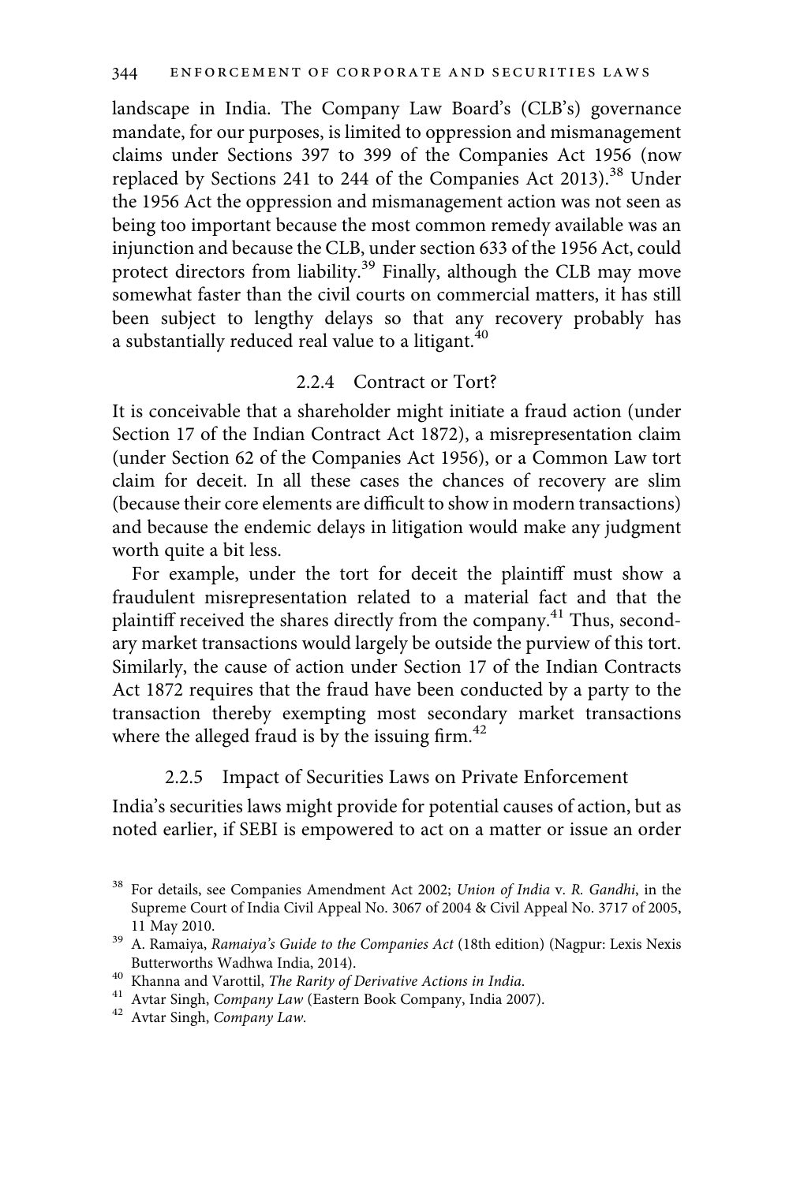landscape in India. The Company Law Board's (CLB's) governance mandate, for our purposes, is limited to oppression and mismanagement claims under Sections 397 to 399 of the Companies Act 1956 (now replaced by Sections 241 to 244 of the Companies Act 2013).[38] Under the 1956 Act the oppression and mismanagement action was not seen as being too important because the most common remedy available was an injunction and because the CLB, under section 633 of the 1956 Act, could protect directors from liability.[39] Finally, although the CLB may move somewhat faster than the civil courts on commercial matters, it has still been subject to lengthy delays so that any recovery probably has a substantially reduced real value to a litigant.[40]

### 2.2.4 Contract or Tort?

It is conceivable that a shareholder might initiate a fraud action (under Section 17 of the Indian Contract Act 1872), a misrepresentation claim (under Section 62 of the Companies Act 1956), or a Common Law tort claim for deceit. In all these cases the chances of recovery are slim (because their core elements are difficult to show in modern transactions) and because the endemic delays in litigation would make any judgment worth quite a bit less.

For example, under the tort for deceit the plaintiff must show a fraudulent misrepresentation related to a material fact and that the plaintiff received the shares directly from the company.[41] Thus, secondary market transactions would largely be outside the purview of this tort. Similarly, the cause of action under Section 17 of the Indian Contracts Act 1872 requires that the fraud have been conducted by a party to the transaction thereby exempting most secondary market transactions where the alleged fraud is by the issuing firm.[42]

### 2.2.5 Impact of Securities Laws on Private Enforcement

India's securities laws might provide for potential causes of action, but as noted earlier, if SEBI is empowered to act on a matter or issue an order

---

[38] For details, see Companies Amendment Act 2002; *Union of India* v. *R. Gandhi*, in the Supreme Court of India Civil Appeal No. 3067 of 2004 & Civil Appeal No. 3717 of 2005, 11 May 2010.

[39] A. Ramaiya, *Ramaiya's Guide to the Companies Act* (18th edition) (Nagpur: Lexis Nexis Butterworths Wadhwa India, 2014).

[40] Khanna and Varottil, *The Rarity of Derivative Actions in India.*

[41] Avtar Singh, *Company Law* (Eastern Book Company, India 2007).

[42] Avtar Singh, *Company Law.*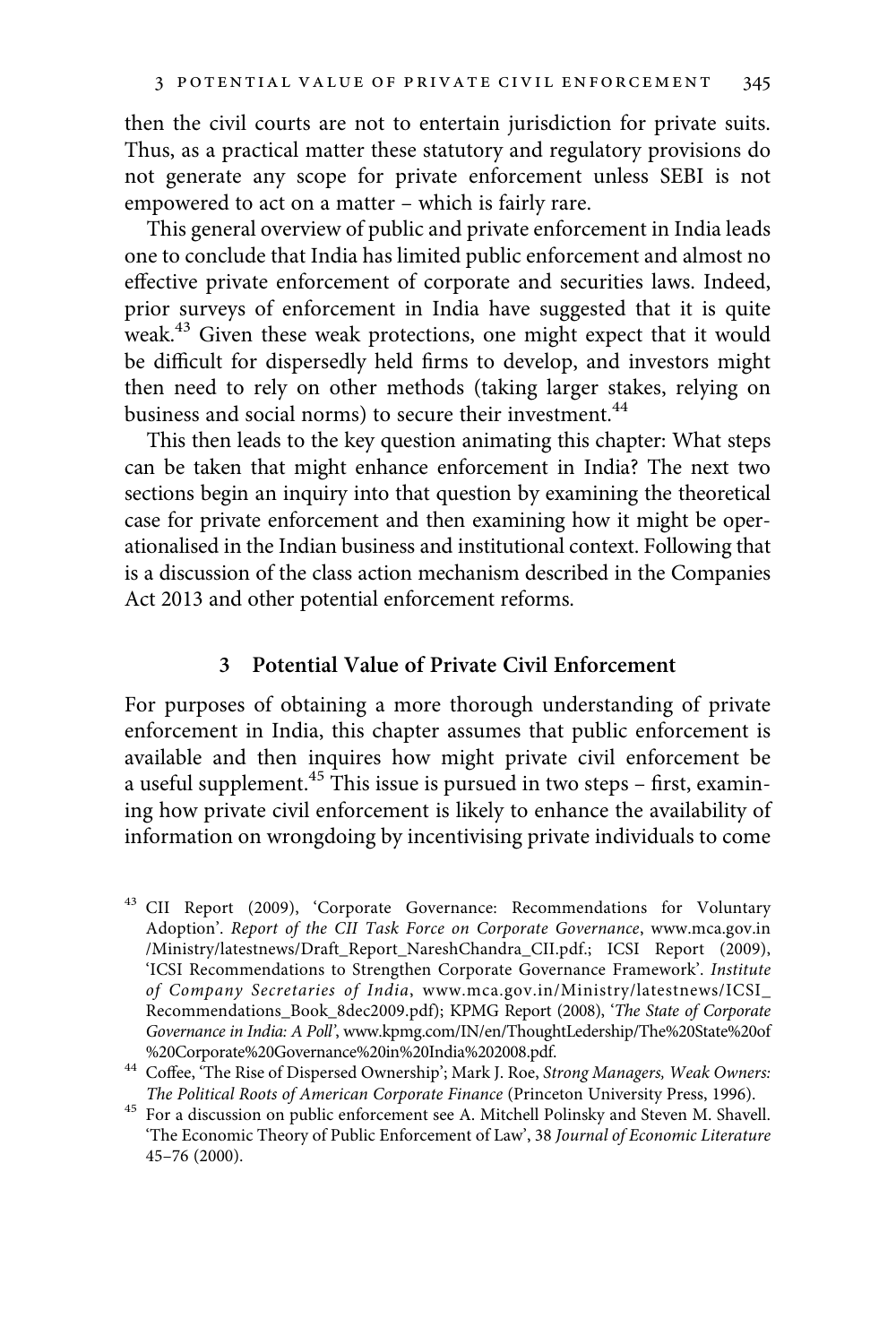then the civil courts are not to entertain jurisdiction for private suits. Thus, as a practical matter these statutory and regulatory provisions do not generate any scope for private enforcement unless SEBI is not empowered to act on a matter – which is fairly rare.

This general overview of public and private enforcement in India leads one to conclude that India has limited public enforcement and almost no effective private enforcement of corporate and securities laws. Indeed, prior surveys of enforcement in India have suggested that it is quite weak.[43] Given these weak protections, one might expect that it would be difficult for dispersedly held firms to develop, and investors might then need to rely on other methods (taking larger stakes, relying on business and social norms) to secure their investment.[44]

This then leads to the key question animating this chapter: What steps can be taken that might enhance enforcement in India? The next two sections begin an inquiry into that question by examining the theoretical case for private enforcement and then examining how it might be operationalised in the Indian business and institutional context. Following that is a discussion of the class action mechanism described in the Companies Act 2013 and other potential enforcement reforms.

## 3 Potential Value of Private Civil Enforcement

For purposes of obtaining a more thorough understanding of private enforcement in India, this chapter assumes that public enforcement is available and then inquires how might private civil enforcement be a useful supplement.[45] This issue is pursued in two steps – first, examining how private civil enforcement is likely to enhance the availability of information on wrongdoing by incentivising private individuals to come

---

[43] CII Report (2009), 'Corporate Governance: Recommendations for Voluntary Adoption'. *Report of the CII Task Force on Corporate Governance*, www.mca.gov.in/Ministry/latestnews/Draft_Report_NareshChandra_CII.pdf.; ICSI Report (2009), 'ICSI Recommendations to Strengthen Corporate Governance Framework'. *Institute of Company Secretaries of India*, www.mca.gov.in/Ministry/latestnews/ICSI_Recommendations_Book_8dec2009.pdf); KPMG Report (2008), '*The State of Corporate Governance in India: A Poll*', www.kpmg.com/IN/en/ThoughtLedership/The%20State%20of%20Corporate%20Governance%20in%20India%202008.pdf.

[44] Coffee, 'The Rise of Dispersed Ownership'; Mark J. Roe, *Strong Managers, Weak Owners: The Political Roots of American Corporate Finance* (Princeton University Press, 1996).

[45] For a discussion on public enforcement see A. Mitchell Polinsky and Steven M. Shavell. 'The Economic Theory of Public Enforcement of Law', 38 *Journal of Economic Literature* 45–76 (2000).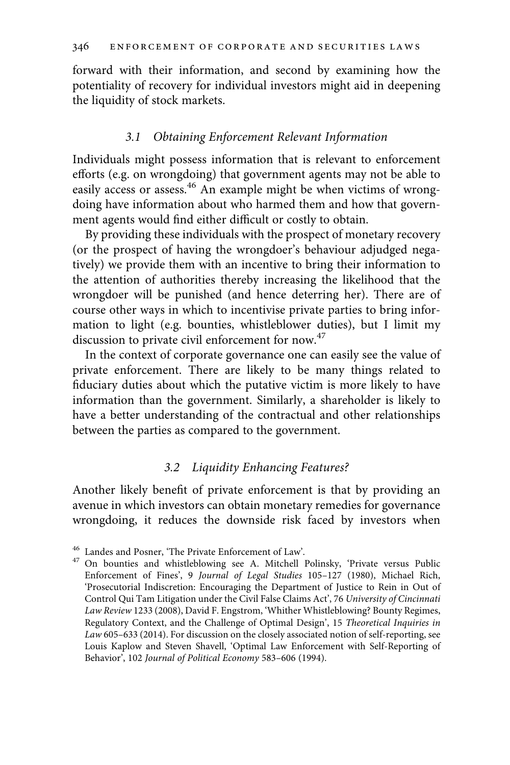forward with their information, and second by examining how the potentiality of recovery for individual investors might aid in deepening the liquidity of stock markets.

### *3.1 Obtaining Enforcement Relevant Information*

Individuals might possess information that is relevant to enforcement efforts (e.g. on wrongdoing) that government agents may not be able to easily access or assess.[46] An example might be when victims of wrongdoing have information about who harmed them and how that government agents would find either difficult or costly to obtain.

By providing these individuals with the prospect of monetary recovery (or the prospect of having the wrongdoer's behaviour adjudged negatively) we provide them with an incentive to bring their information to the attention of authorities thereby increasing the likelihood that the wrongdoer will be punished (and hence deterring her). There are of course other ways in which to incentivise private parties to bring information to light (e.g. bounties, whistleblower duties), but I limit my discussion to private civil enforcement for now.[47]

In the context of corporate governance one can easily see the value of private enforcement. There are likely to be many things related to fiduciary duties about which the putative victim is more likely to have information than the government. Similarly, a shareholder is likely to have a better understanding of the contractual and other relationships between the parties as compared to the government.

### *3.2 Liquidity Enhancing Features?*

Another likely benefit of private enforcement is that by providing an avenue in which investors can obtain monetary remedies for governance wrongdoing, it reduces the downside risk faced by investors when

---

[46] Landes and Posner, 'The Private Enforcement of Law'.

[47] On bounties and whistleblowing see A. Mitchell Polinsky, 'Private versus Public Enforcement of Fines', 9 *Journal of Legal Studies* 105–127 (1980), Michael Rich, 'Prosecutorial Indiscretion: Encouraging the Department of Justice to Rein in Out of Control Qui Tam Litigation under the Civil False Claims Act', 76 *University of Cincinnati Law Review* 1233 (2008), David F. Engstrom, 'Whither Whistleblowing? Bounty Regimes, Regulatory Context, and the Challenge of Optimal Design', 15 *Theoretical Inquiries in Law* 605–633 (2014). For discussion on the closely associated notion of self-reporting, see Louis Kaplow and Steven Shavell, 'Optimal Law Enforcement with Self-Reporting of Behavior', 102 *Journal of Political Economy* 583–606 (1994).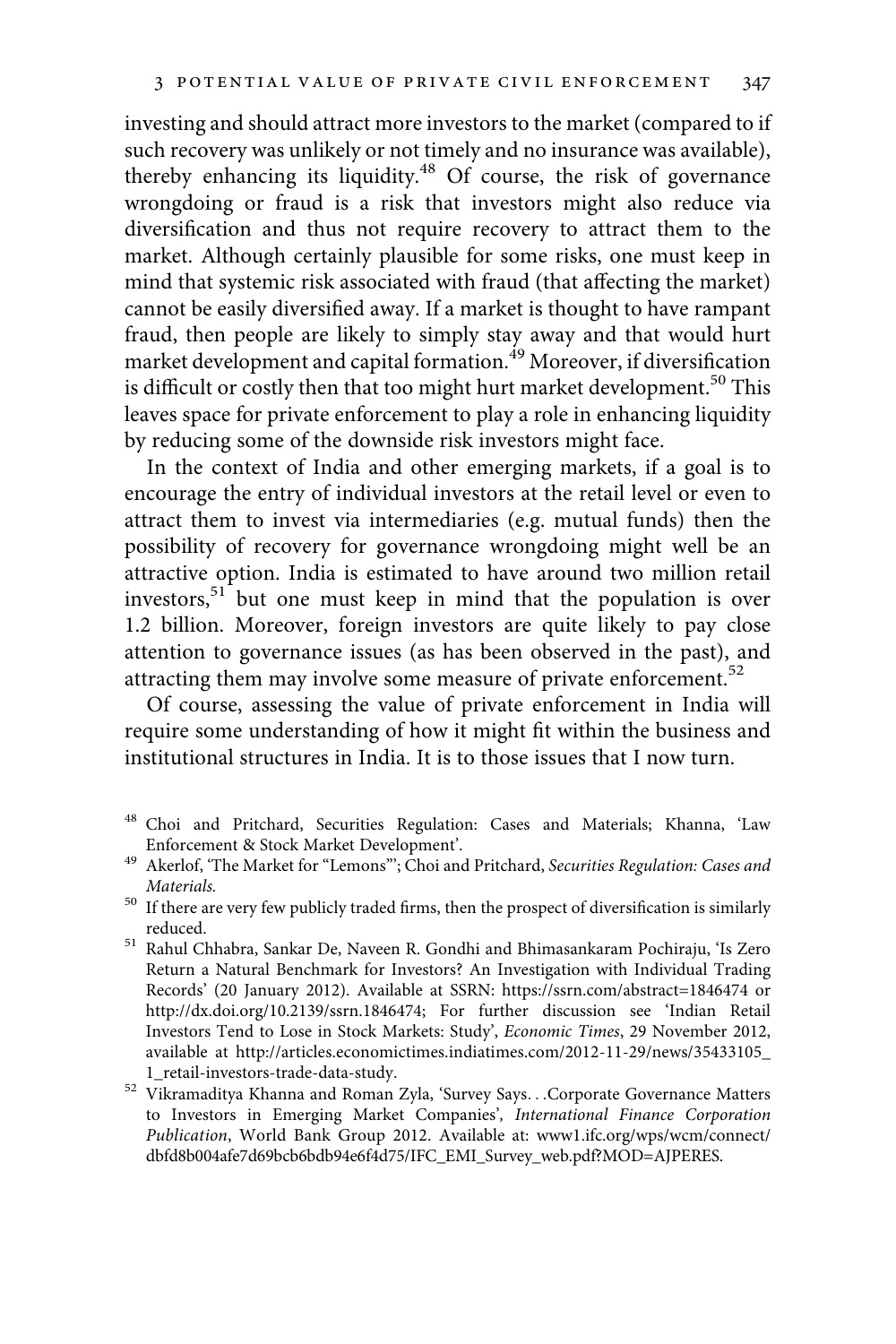investing and should attract more investors to the market (compared to if such recovery was unlikely or not timely and no insurance was available), thereby enhancing its liquidity.[48] Of course, the risk of governance wrongdoing or fraud is a risk that investors might also reduce via diversification and thus not require recovery to attract them to the market. Although certainly plausible for some risks, one must keep in mind that systemic risk associated with fraud (that affecting the market) cannot be easily diversified away. If a market is thought to have rampant fraud, then people are likely to simply stay away and that would hurt market development and capital formation.[49] Moreover, if diversification is difficult or costly then that too might hurt market development.[50] This leaves space for private enforcement to play a role in enhancing liquidity by reducing some of the downside risk investors might face.

In the context of India and other emerging markets, if a goal is to encourage the entry of individual investors at the retail level or even to attract them to invest via intermediaries (e.g. mutual funds) then the possibility of recovery for governance wrongdoing might well be an attractive option. India is estimated to have around two million retail investors,[51] but one must keep in mind that the population is over 1.2 billion. Moreover, foreign investors are quite likely to pay close attention to governance issues (as has been observed in the past), and attracting them may involve some measure of private enforcement.[52]

Of course, assessing the value of private enforcement in India will require some understanding of how it might fit within the business and institutional structures in India. It is to those issues that I now turn.

---

[48] Choi and Pritchard, Securities Regulation: Cases and Materials; Khanna, 'Law Enforcement & Stock Market Development'.

[49] Akerlof, 'The Market for "Lemons"'; Choi and Pritchard, *Securities Regulation: Cases and Materials.*

[50] If there are very few publicly traded firms, then the prospect of diversification is similarly reduced.

[51] Rahul Chhabra, Sankar De, Naveen R. Gondhi and Bhimasankaram Pochiraju, 'Is Zero Return a Natural Benchmark for Investors? An Investigation with Individual Trading Records' (20 January 2012). Available at SSRN: https://ssrn.com/abstract=1846474 or http://dx.doi.org/10.2139/ssrn.1846474; For further discussion see 'Indian Retail Investors Tend to Lose in Stock Markets: Study', *Economic Times*, 29 November 2012, available at http://articles.economictimes.indiatimes.com/2012-11-29/news/35433105_1_retail-investors-trade-data-study.

[52] Vikramaditya Khanna and Roman Zyla, 'Survey Says. . .Corporate Governance Matters to Investors in Emerging Market Companies', *International Finance Corporation Publication*, World Bank Group 2012. Available at: www1.ifc.org/wps/wcm/connect/dbfd8b004afe7d69bcb6bdb94e6f4d75/IFC_EMI_Survey_web.pdf?MOD=AJPERES.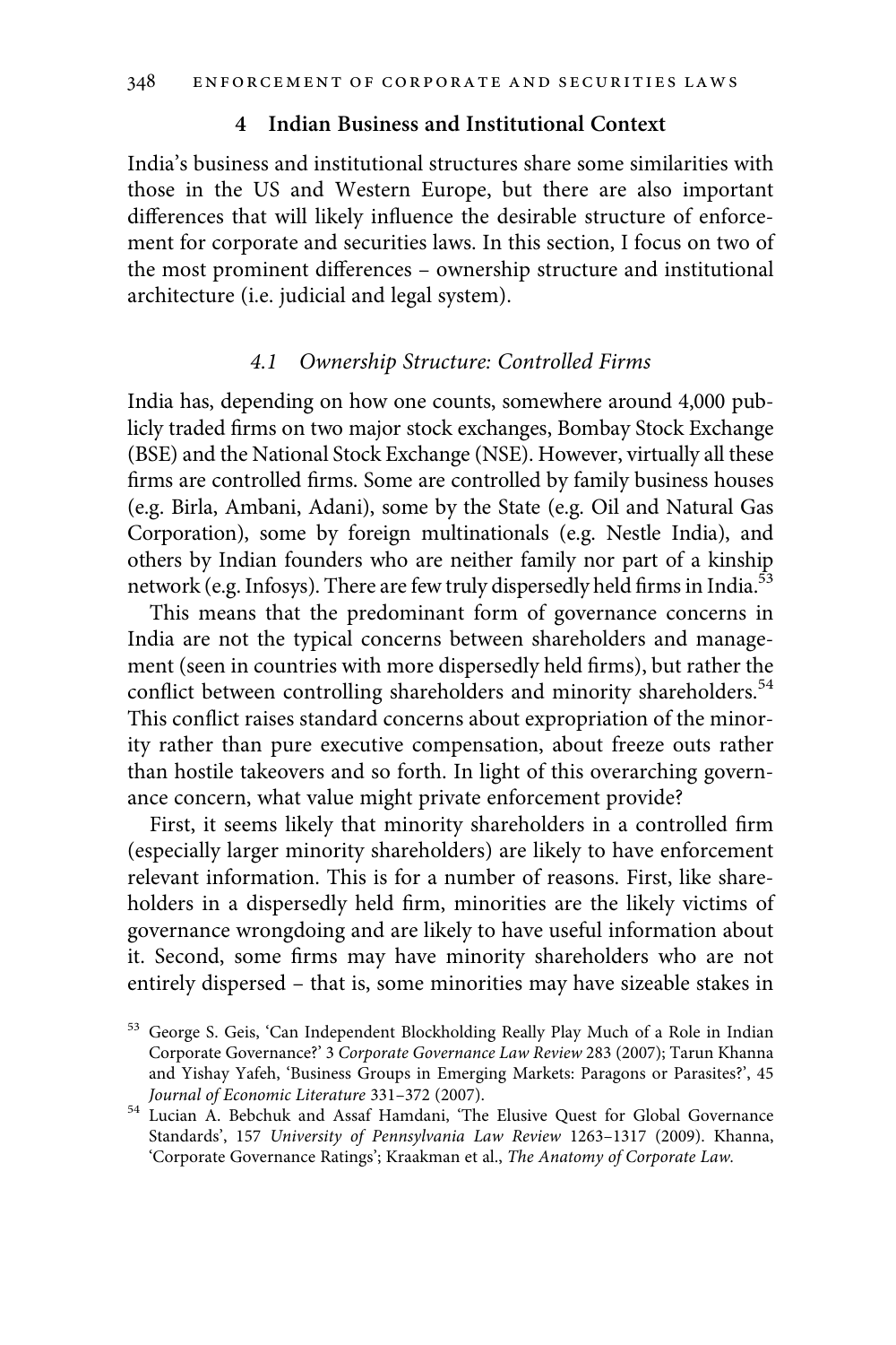## 4 Indian Business and Institutional Context

India's business and institutional structures share some similarities with those in the US and Western Europe, but there are also important differences that will likely influence the desirable structure of enforcement for corporate and securities laws. In this section, I focus on two of the most prominent differences – ownership structure and institutional architecture (i.e. judicial and legal system).

### *4.1 Ownership Structure: Controlled Firms*

India has, depending on how one counts, somewhere around 4,000 publicly traded firms on two major stock exchanges, Bombay Stock Exchange (BSE) and the National Stock Exchange (NSE). However, virtually all these firms are controlled firms. Some are controlled by family business houses (e.g. Birla, Ambani, Adani), some by the State (e.g. Oil and Natural Gas Corporation), some by foreign multinationals (e.g. Nestle India), and others by Indian founders who are neither family nor part of a kinship network (e.g. Infosys). There are few truly dispersedly held firms in India.[53]

This means that the predominant form of governance concerns in India are not the typical concerns between shareholders and management (seen in countries with more dispersedly held firms), but rather the conflict between controlling shareholders and minority shareholders.[54] This conflict raises standard concerns about expropriation of the minority rather than pure executive compensation, about freeze outs rather than hostile takeovers and so forth. In light of this overarching governance concern, what value might private enforcement provide?

First, it seems likely that minority shareholders in a controlled firm (especially larger minority shareholders) are likely to have enforcement relevant information. This is for a number of reasons. First, like shareholders in a dispersedly held firm, minorities are the likely victims of governance wrongdoing and are likely to have useful information about it. Second, some firms may have minority shareholders who are not entirely dispersed – that is, some minorities may have sizeable stakes in

---

[53] George S. Geis, 'Can Independent Blockholding Really Play Much of a Role in Indian Corporate Governance?' 3 *Corporate Governance Law Review* 283 (2007); Tarun Khanna and Yishay Yafeh, 'Business Groups in Emerging Markets: Paragons or Parasites?', 45 *Journal of Economic Literature* 331–372 (2007).

[54] Lucian A. Bebchuk and Assaf Hamdani, 'The Elusive Quest for Global Governance Standards', 157 *University of Pennsylvania Law Review* 1263–1317 (2009). Khanna, 'Corporate Governance Ratings'; Kraakman et al., *The Anatomy of Corporate Law*.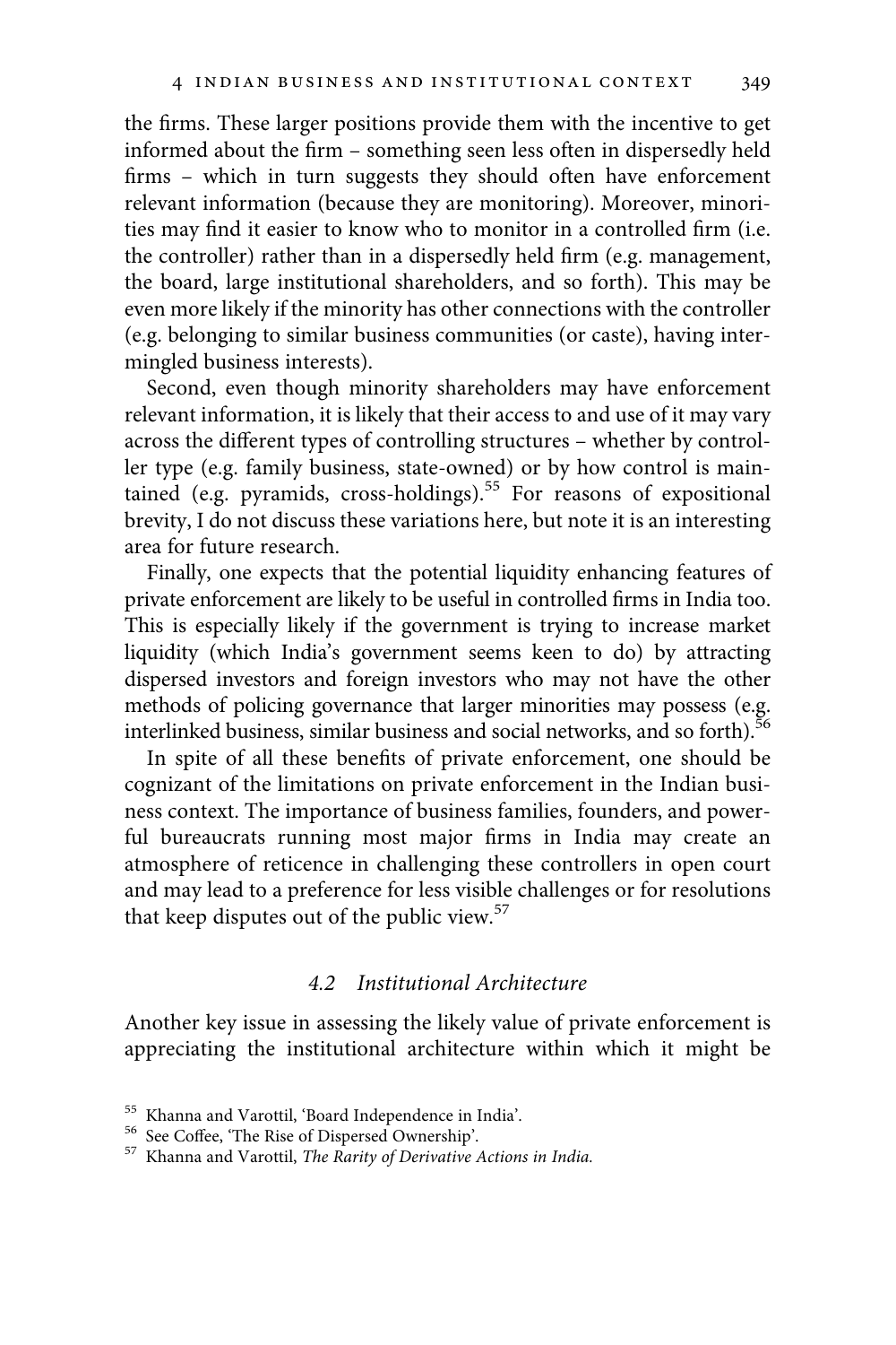the firms. These larger positions provide them with the incentive to get informed about the firm – something seen less often in dispersedly held firms – which in turn suggests they should often have enforcement relevant information (because they are monitoring). Moreover, minorities may find it easier to know who to monitor in a controlled firm (i.e. the controller) rather than in a dispersedly held firm (e.g. management, the board, large institutional shareholders, and so forth). This may be even more likely if the minority has other connections with the controller (e.g. belonging to similar business communities (or caste), having intermingled business interests).

Second, even though minority shareholders may have enforcement relevant information, it is likely that their access to and use of it may vary across the different types of controlling structures – whether by controller type (e.g. family business, state-owned) or by how control is maintained (e.g. pyramids, cross-holdings).[55] For reasons of expositional brevity, I do not discuss these variations here, but note it is an interesting area for future research.

Finally, one expects that the potential liquidity enhancing features of private enforcement are likely to be useful in controlled firms in India too. This is especially likely if the government is trying to increase market liquidity (which India's government seems keen to do) by attracting dispersed investors and foreign investors who may not have the other methods of policing governance that larger minorities may possess (e.g. interlinked business, similar business and social networks, and so forth).[56]

In spite of all these benefits of private enforcement, one should be cognizant of the limitations on private enforcement in the Indian business context. The importance of business families, founders, and powerful bureaucrats running most major firms in India may create an atmosphere of reticence in challenging these controllers in open court and may lead to a preference for less visible challenges or for resolutions that keep disputes out of the public view.[57]

### *4.2 Institutional Architecture*

Another key issue in assessing the likely value of private enforcement is appreciating the institutional architecture within which it might be

[55] Khanna and Varottil, 'Board Independence in India'.

[56] See Coffee, 'The Rise of Dispersed Ownership'.

[57] Khanna and Varottil, *The Rarity of Derivative Actions in India.*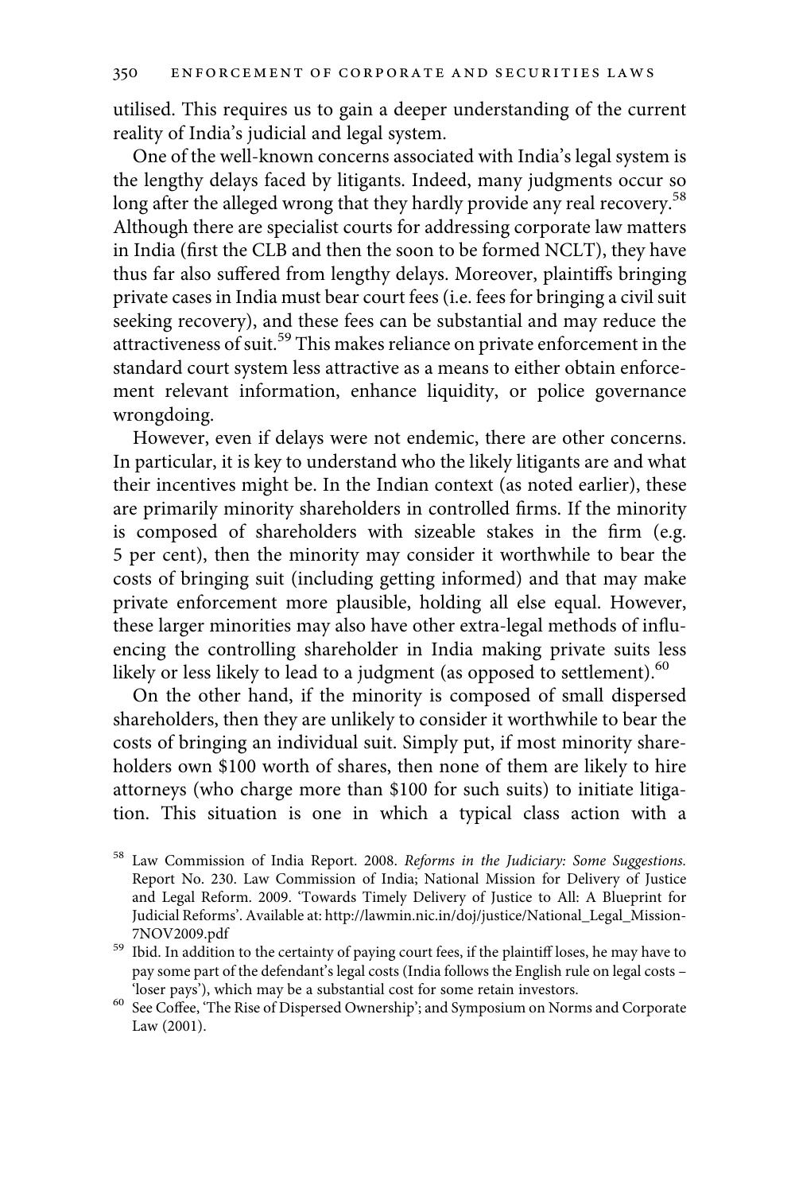utilised. This requires us to gain a deeper understanding of the current reality of India's judicial and legal system.

One of the well-known concerns associated with India's legal system is the lengthy delays faced by litigants. Indeed, many judgments occur so long after the alleged wrong that they hardly provide any real recovery.[58] Although there are specialist courts for addressing corporate law matters in India (first the CLB and then the soon to be formed NCLT), they have thus far also suffered from lengthy delays. Moreover, plaintiffs bringing private cases in India must bear court fees (i.e. fees for bringing a civil suit seeking recovery), and these fees can be substantial and may reduce the attractiveness of suit.[59] This makes reliance on private enforcement in the standard court system less attractive as a means to either obtain enforcement relevant information, enhance liquidity, or police governance wrongdoing.

However, even if delays were not endemic, there are other concerns. In particular, it is key to understand who the likely litigants are and what their incentives might be. In the Indian context (as noted earlier), these are primarily minority shareholders in controlled firms. If the minority is composed of shareholders with sizeable stakes in the firm (e.g. 5 per cent), then the minority may consider it worthwhile to bear the costs of bringing suit (including getting informed) and that may make private enforcement more plausible, holding all else equal. However, these larger minorities may also have other extra-legal methods of influencing the controlling shareholder in India making private suits less likely or less likely to lead to a judgment (as opposed to settlement).[60]

On the other hand, if the minority is composed of small dispersed shareholders, then they are unlikely to consider it worthwhile to bear the costs of bringing an individual suit. Simply put, if most minority shareholders own $100 worth of shares, then none of them are likely to hire attorneys (who charge more than $100 for such suits) to initiate litigation. This situation is one in which a typical class action with a

[58] Law Commission of India Report. 2008. *Reforms in the Judiciary: Some Suggestions.* Report No. 230. Law Commission of India; National Mission for Delivery of Justice and Legal Reform. 2009. 'Towards Timely Delivery of Justice to All: A Blueprint for Judicial Reforms'. Available at: http://lawmin.nic.in/doj/justice/National_Legal_Mission-7NOV2009.pdf

[59] Ibid. In addition to the certainty of paying court fees, if the plaintiff loses, he may have to pay some part of the defendant's legal costs (India follows the English rule on legal costs – 'loser pays'), which may be a substantial cost for some retain investors.

[60] See Coffee, 'The Rise of Dispersed Ownership'; and Symposium on Norms and Corporate Law (2001).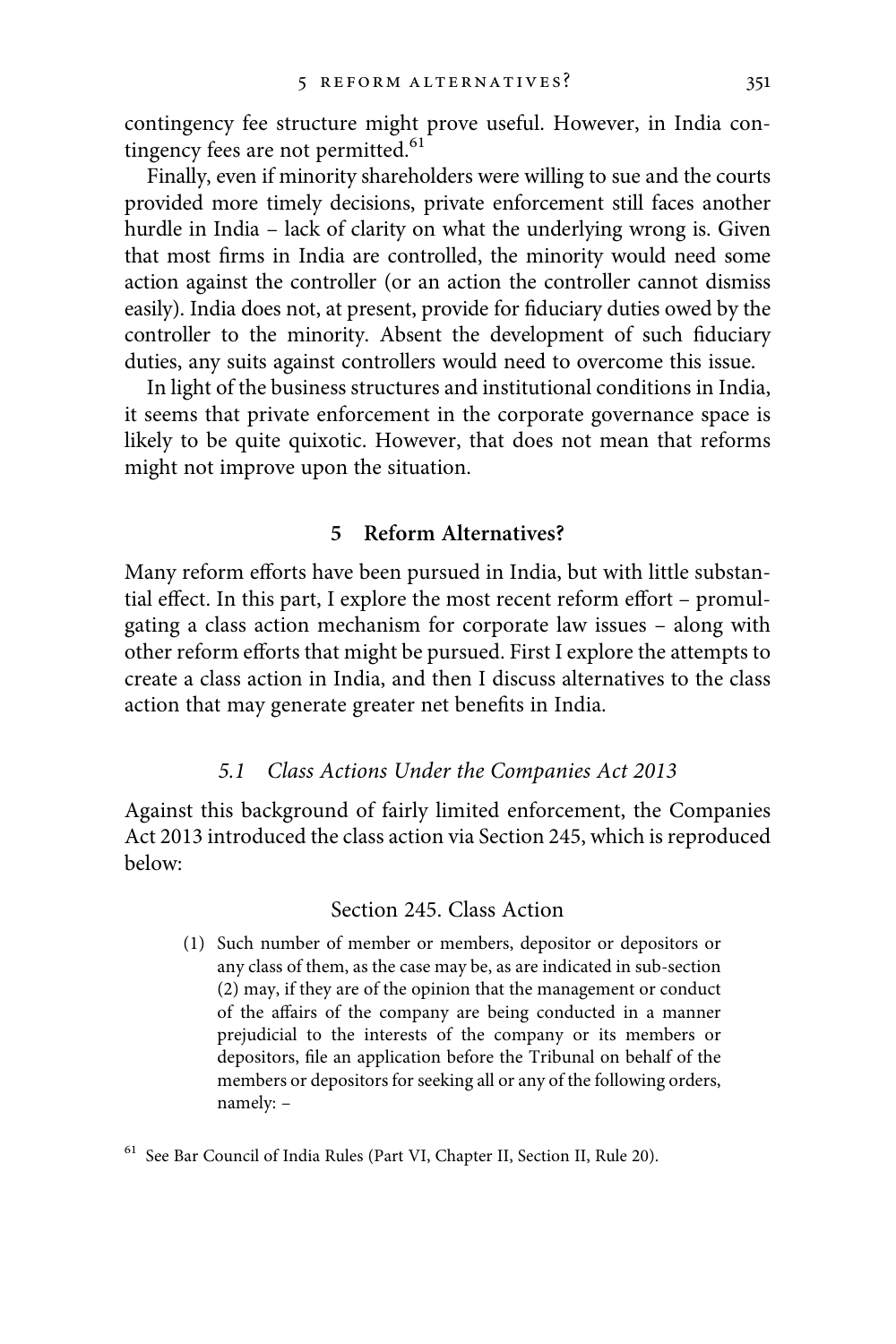contingency fee structure might prove useful. However, in India contingency fees are not permitted.[61]

Finally, even if minority shareholders were willing to sue and the courts provided more timely decisions, private enforcement still faces another hurdle in India – lack of clarity on what the underlying wrong is. Given that most firms in India are controlled, the minority would need some action against the controller (or an action the controller cannot dismiss easily). India does not, at present, provide for fiduciary duties owed by the controller to the minority. Absent the development of such fiduciary duties, any suits against controllers would need to overcome this issue.

In light of the business structures and institutional conditions in India, it seems that private enforcement in the corporate governance space is likely to be quite quixotic. However, that does not mean that reforms might not improve upon the situation.

## 5 Reform Alternatives?

Many reform efforts have been pursued in India, but with little substantial effect. In this part, I explore the most recent reform effort – promulgating a class action mechanism for corporate law issues – along with other reform efforts that might be pursued. First I explore the attempts to create a class action in India, and then I discuss alternatives to the class action that may generate greater net benefits in India.

### *5.1 Class Actions Under the Companies Act 2013*

Against this background of fairly limited enforcement, the Companies Act 2013 introduced the class action via Section 245, which is reproduced below:

Section 245. Class Action

(1) Such number of member or members, depositor or depositors or any class of them, as the case may be, as are indicated in sub-section (2) may, if they are of the opinion that the management or conduct of the affairs of the company are being conducted in a manner prejudicial to the interests of the company or its members or depositors, file an application before the Tribunal on behalf of the members or depositors for seeking all or any of the following orders, namely: –

[61] See Bar Council of India Rules (Part VI, Chapter II, Section II, Rule 20).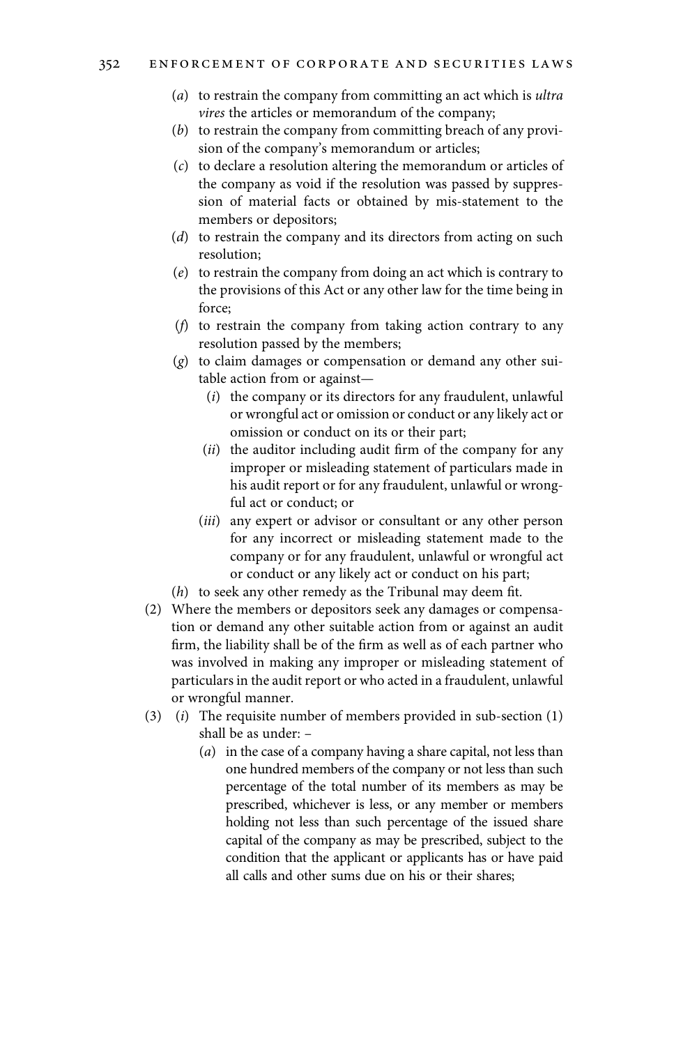(*a*) to restrain the company from committing an act which is *ultra vires* the articles or memorandum of the company;

(*b*) to restrain the company from committing breach of any provision of the company's memorandum or articles;

(*c*) to declare a resolution altering the memorandum or articles of the company as void if the resolution was passed by suppression of material facts or obtained by mis-statement to the members or depositors;

(*d*) to restrain the company and its directors from acting on such resolution;

(*e*) to restrain the company from doing an act which is contrary to the provisions of this Act or any other law for the time being in force;

(*f*) to restrain the company from taking action contrary to any resolution passed by the members;

(*g*) to claim damages or compensation or demand any other suitable action from or against—

  (*i*) the company or its directors for any fraudulent, unlawful or wrongful act or omission or conduct or any likely act or omission or conduct on its or their part;

  (*ii*) the auditor including audit firm of the company for any improper or misleading statement of particulars made in his audit report or for any fraudulent, unlawful or wrongful act or conduct; or

  (*iii*) any expert or advisor or consultant or any other person for any incorrect or misleading statement made to the company or for any fraudulent, unlawful or wrongful act or conduct or any likely act or conduct on his part;

(*h*) to seek any other remedy as the Tribunal may deem fit.

(2) Where the members or depositors seek any damages or compensation or demand any other suitable action from or against an audit firm, the liability shall be of the firm as well as of each partner who was involved in making any improper or misleading statement of particulars in the audit report or who acted in a fraudulent, unlawful or wrongful manner.

(3) (*i*) The requisite number of members provided in sub-section (1) shall be as under: –

  (*a*) in the case of a company having a share capital, not less than one hundred members of the company or not less than such percentage of the total number of its members as may be prescribed, whichever is less, or any member or members holding not less than such percentage of the issued share capital of the company as may be prescribed, subject to the condition that the applicant or applicants has or have paid all calls and other sums due on his or their shares;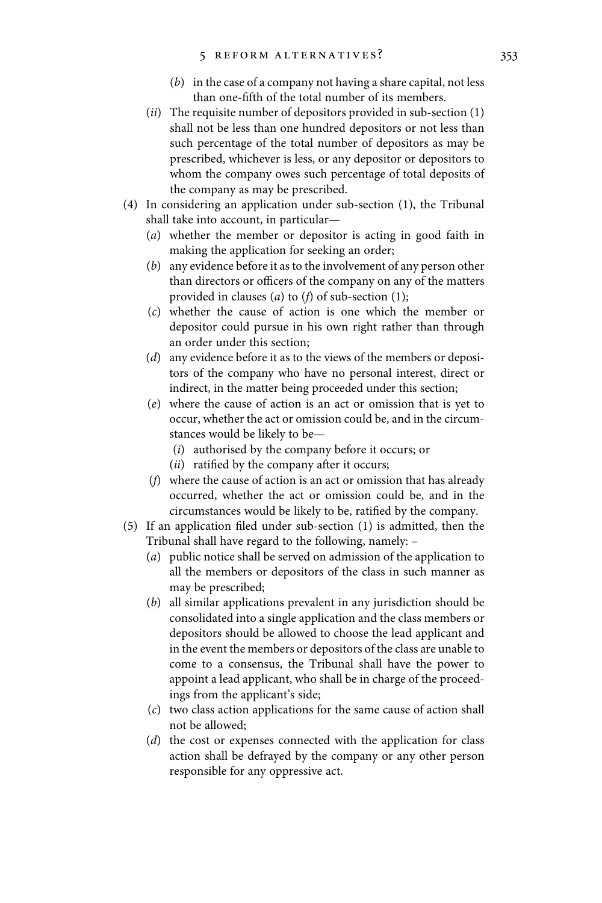(*b*) in the case of a company not having a share capital, not less than one-fifth of the total number of its members.

(*ii*) The requisite number of depositors provided in sub-section (1) shall not be less than one hundred depositors or not less than such percentage of the total number of depositors as may be prescribed, whichever is less, or any depositor or depositors to whom the company owes such percentage of total deposits of the company as may be prescribed.

(4) In considering an application under sub-section (1), the Tribunal shall take into account, in particular—

(*a*) whether the member or depositor is acting in good faith in making the application for seeking an order;

(*b*) any evidence before it as to the involvement of any person other than directors or officers of the company on any of the matters provided in clauses (*a*) to (*f*) of sub-section (1);

(*c*) whether the cause of action is one which the member or depositor could pursue in his own right rather than through an order under this section;

(*d*) any evidence before it as to the views of the members or depositors of the company who have no personal interest, direct or indirect, in the matter being proceeded under this section;

(*e*) where the cause of action is an act or omission that is yet to occur, whether the act or omission could be, and in the circumstances would be likely to be—

(*i*) authorised by the company before it occurs; or

(*ii*) ratified by the company after it occurs;

(*f*) where the cause of action is an act or omission that has already occurred, whether the act or omission could be, and in the circumstances would be likely to be, ratified by the company.

(5) If an application filed under sub-section (1) is admitted, then the Tribunal shall have regard to the following, namely: –

(*a*) public notice shall be served on admission of the application to all the members or depositors of the class in such manner as may be prescribed;

(*b*) all similar applications prevalent in any jurisdiction should be consolidated into a single application and the class members or depositors should be allowed to choose the lead applicant and in the event the members or depositors of the class are unable to come to a consensus, the Tribunal shall have the power to appoint a lead applicant, who shall be in charge of the proceedings from the applicant's side;

(*c*) two class action applications for the same cause of action shall not be allowed;

(*d*) the cost or expenses connected with the application for class action shall be defrayed by the company or any other person responsible for any oppressive act.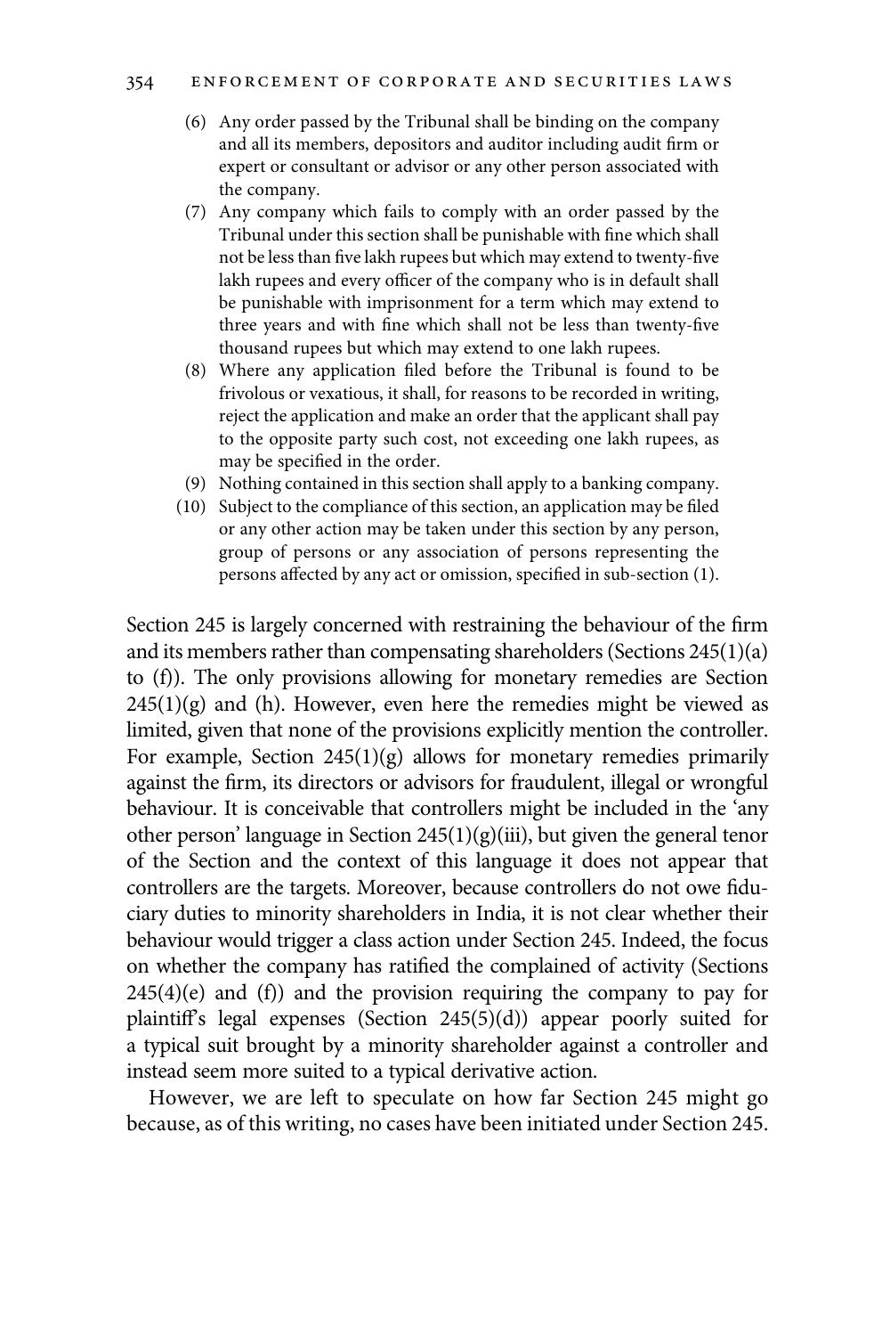(6) Any order passed by the Tribunal shall be binding on the company and all its members, depositors and auditor including audit firm or expert or consultant or advisor or any other person associated with the company.

(7) Any company which fails to comply with an order passed by the Tribunal under this section shall be punishable with fine which shall not be less than five lakh rupees but which may extend to twenty-five lakh rupees and every officer of the company who is in default shall be punishable with imprisonment for a term which may extend to three years and with fine which shall not be less than twenty-five thousand rupees but which may extend to one lakh rupees.

(8) Where any application filed before the Tribunal is found to be frivolous or vexatious, it shall, for reasons to be recorded in writing, reject the application and make an order that the applicant shall pay to the opposite party such cost, not exceeding one lakh rupees, as may be specified in the order.

(9) Nothing contained in this section shall apply to a banking company.

(10) Subject to the compliance of this section, an application may be filed or any other action may be taken under this section by any person, group of persons or any association of persons representing the persons affected by any act or omission, specified in sub-section (1).

Section 245 is largely concerned with restraining the behaviour of the firm and its members rather than compensating shareholders (Sections 245(1)(a) to (f)). The only provisions allowing for monetary remedies are Section 245(1)(g) and (h). However, even here the remedies might be viewed as limited, given that none of the provisions explicitly mention the controller. For example, Section 245(1)(g) allows for monetary remedies primarily against the firm, its directors or advisors for fraudulent, illegal or wrongful behaviour. It is conceivable that controllers might be included in the 'any other person' language in Section 245(1)(g)(iii), but given the general tenor of the Section and the context of this language it does not appear that controllers are the targets. Moreover, because controllers do not owe fiduciary duties to minority shareholders in India, it is not clear whether their behaviour would trigger a class action under Section 245. Indeed, the focus on whether the company has ratified the complained of activity (Sections 245(4)(e) and (f)) and the provision requiring the company to pay for plaintiff's legal expenses (Section 245(5)(d)) appear poorly suited for a typical suit brought by a minority shareholder against a controller and instead seem more suited to a typical derivative action.

However, we are left to speculate on how far Section 245 might go because, as of this writing, no cases have been initiated under Section 245.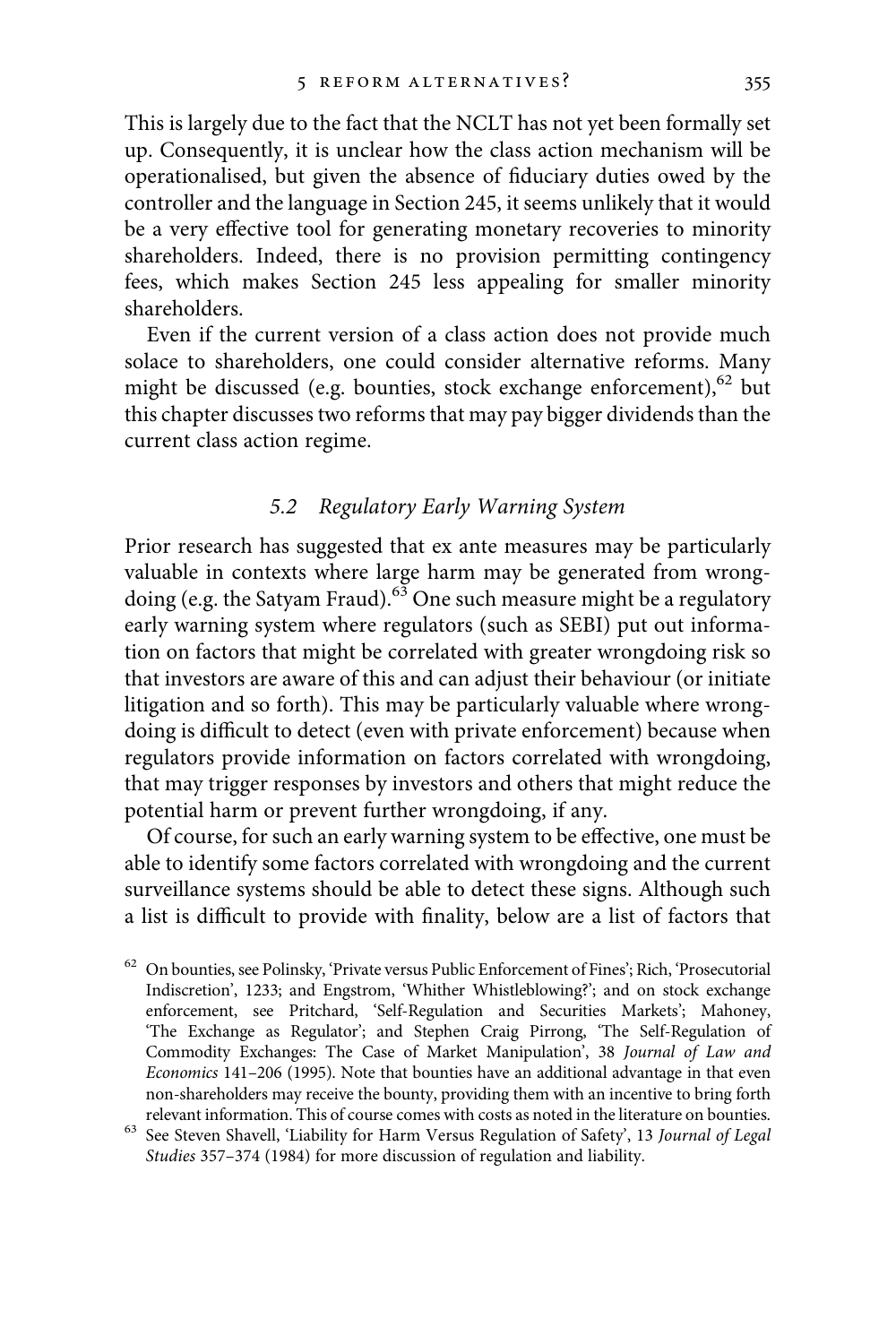This is largely due to the fact that the NCLT has not yet been formally set up. Consequently, it is unclear how the class action mechanism will be operationalised, but given the absence of fiduciary duties owed by the controller and the language in Section 245, it seems unlikely that it would be a very effective tool for generating monetary recoveries to minority shareholders. Indeed, there is no provision permitting contingency fees, which makes Section 245 less appealing for smaller minority shareholders.

Even if the current version of a class action does not provide much solace to shareholders, one could consider alternative reforms. Many might be discussed (e.g. bounties, stock exchange enforcement),[62] but this chapter discusses two reforms that may pay bigger dividends than the current class action regime.

### 5.2 *Regulatory Early Warning System*

Prior research has suggested that ex ante measures may be particularly valuable in contexts where large harm may be generated from wrongdoing (e.g. the Satyam Fraud).[63] One such measure might be a regulatory early warning system where regulators (such as SEBI) put out information on factors that might be correlated with greater wrongdoing risk so that investors are aware of this and can adjust their behaviour (or initiate litigation and so forth). This may be particularly valuable where wrongdoing is difficult to detect (even with private enforcement) because when regulators provide information on factors correlated with wrongdoing, that may trigger responses by investors and others that might reduce the potential harm or prevent further wrongdoing, if any.

Of course, for such an early warning system to be effective, one must be able to identify some factors correlated with wrongdoing and the current surveillance systems should be able to detect these signs. Although such a list is difficult to provide with finality, below are a list of factors that

---

[62] On bounties, see Polinsky, 'Private versus Public Enforcement of Fines'; Rich, 'Prosecutorial Indiscretion', 1233; and Engstrom, 'Whither Whistleblowing?'; and on stock exchange enforcement, see Pritchard, 'Self-Regulation and Securities Markets'; Mahoney, 'The Exchange as Regulator'; and Stephen Craig Pirrong, 'The Self-Regulation of Commodity Exchanges: The Case of Market Manipulation', 38 *Journal of Law and Economics* 141–206 (1995). Note that bounties have an additional advantage in that even non-shareholders may receive the bounty, providing them with an incentive to bring forth relevant information. This of course comes with costs as noted in the literature on bounties.

[63] See Steven Shavell, 'Liability for Harm Versus Regulation of Safety', 13 *Journal of Legal Studies* 357–374 (1984) for more discussion of regulation and liability.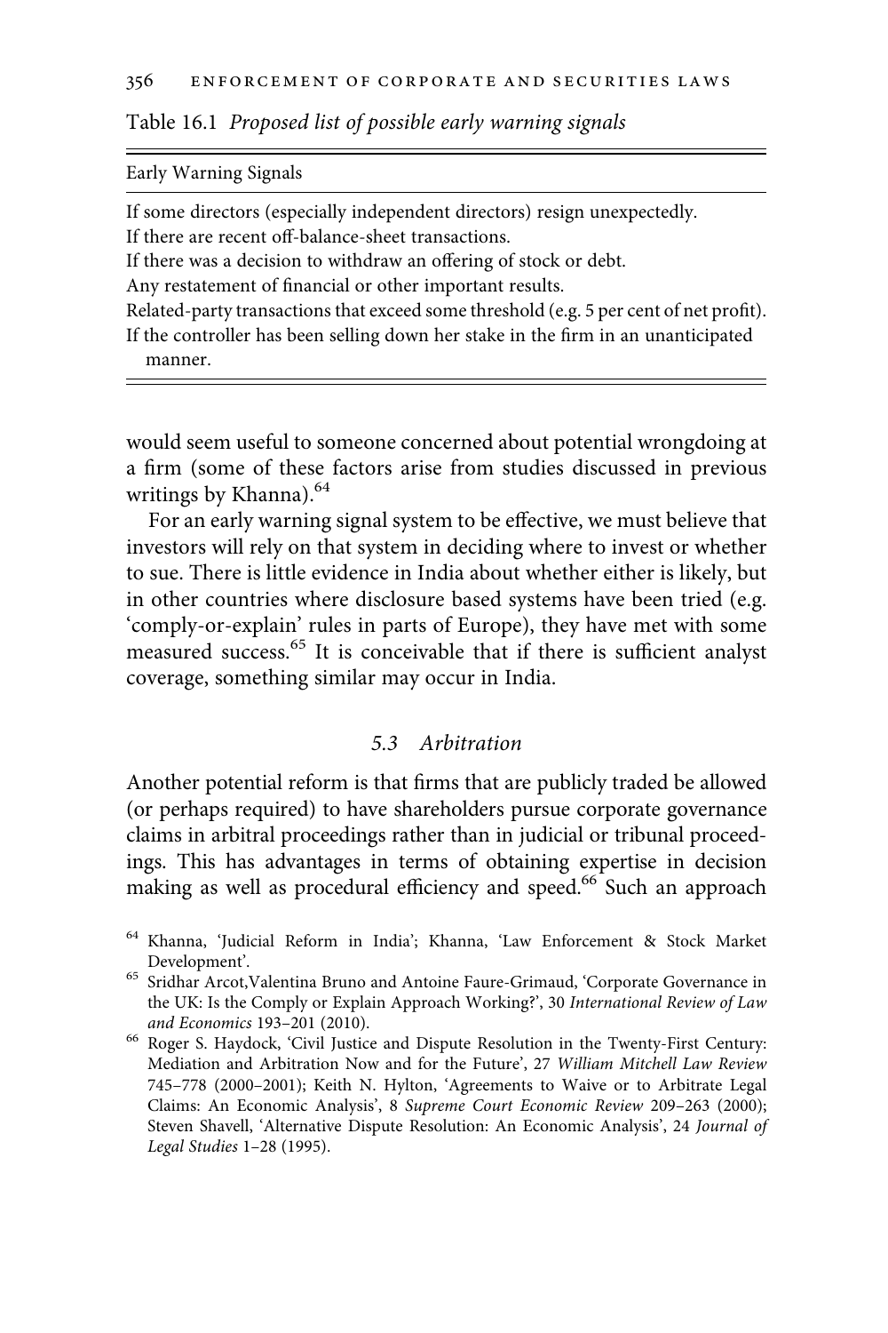Table 16.1 *Proposed list of possible early warning signals*

| Early Warning Signals |
| --- |
| If some directors (especially independent directors) resign unexpectedly. |
| If there are recent off-balance-sheet transactions. |
| If there was a decision to withdraw an offering of stock or debt. |
| Any restatement of financial or other important results. |
| Related-party transactions that exceed some threshold (e.g. 5 per cent of net profit). |
| If the controller has been selling down her stake in the firm in an unanticipated manner. |

would seem useful to someone concerned about potential wrongdoing at a firm (some of these factors arise from studies discussed in previous writings by Khanna).[64]

For an early warning signal system to be effective, we must believe that investors will rely on that system in deciding where to invest or whether to sue. There is little evidence in India about whether either is likely, but in other countries where disclosure based systems have been tried (e.g. 'comply-or-explain' rules in parts of Europe), they have met with some measured success.[65] It is conceivable that if there is sufficient analyst coverage, something similar may occur in India.

### 5.3 *Arbitration*

Another potential reform is that firms that are publicly traded be allowed (or perhaps required) to have shareholders pursue corporate governance claims in arbitral proceedings rather than in judicial or tribunal proceedings. This has advantages in terms of obtaining expertise in decision making as well as procedural efficiency and speed.[66] Such an approach

[64] Khanna, 'Judicial Reform in India'; Khanna, 'Law Enforcement & Stock Market Development'.

[65] Sridhar Arcot,Valentina Bruno and Antoine Faure-Grimaud, 'Corporate Governance in the UK: Is the Comply or Explain Approach Working?', 30 *International Review of Law and Economics* 193–201 (2010).

[66] Roger S. Haydock, 'Civil Justice and Dispute Resolution in the Twenty-First Century: Mediation and Arbitration Now and for the Future', 27 *William Mitchell Law Review* 745–778 (2000–2001); Keith N. Hylton, 'Agreements to Waive or to Arbitrate Legal Claims: An Economic Analysis', 8 *Supreme Court Economic Review* 209–263 (2000); Steven Shavell, 'Alternative Dispute Resolution: An Economic Analysis', 24 *Journal of Legal Studies* 1–28 (1995).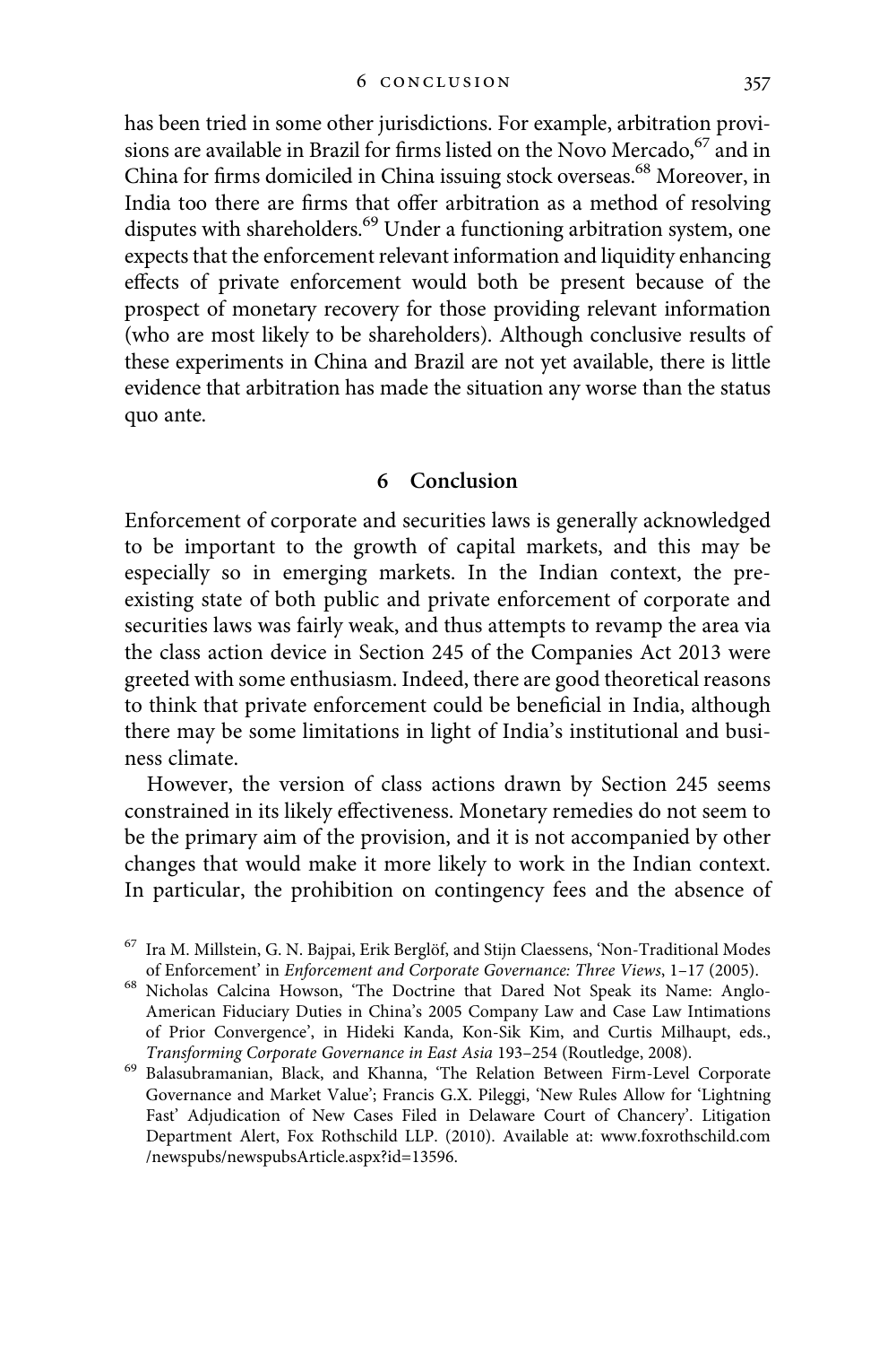has been tried in some other jurisdictions. For example, arbitration provisions are available in Brazil for firms listed on the Novo Mercado,[67] and in China for firms domiciled in China issuing stock overseas.[68] Moreover, in India too there are firms that offer arbitration as a method of resolving disputes with shareholders.[69] Under a functioning arbitration system, one expects that the enforcement relevant information and liquidity enhancing effects of private enforcement would both be present because of the prospect of monetary recovery for those providing relevant information (who are most likely to be shareholders). Although conclusive results of these experiments in China and Brazil are not yet available, there is little evidence that arbitration has made the situation any worse than the status quo ante.

## 6 Conclusion

Enforcement of corporate and securities laws is generally acknowledged to be important to the growth of capital markets, and this may be especially so in emerging markets. In the Indian context, the pre-existing state of both public and private enforcement of corporate and securities laws was fairly weak, and thus attempts to revamp the area via the class action device in Section 245 of the Companies Act 2013 were greeted with some enthusiasm. Indeed, there are good theoretical reasons to think that private enforcement could be beneficial in India, although there may be some limitations in light of India's institutional and business climate.

However, the version of class actions drawn by Section 245 seems constrained in its likely effectiveness. Monetary remedies do not seem to be the primary aim of the provision, and it is not accompanied by other changes that would make it more likely to work in the Indian context. In particular, the prohibition on contingency fees and the absence of

---

[67] Ira M. Millstein, G. N. Bajpai, Erik Berglöf, and Stijn Claessens, 'Non-Traditional Modes of Enforcement' in *Enforcement and Corporate Governance: Three Views*, 1–17 (2005).

[68] Nicholas Calcina Howson, 'The Doctrine that Dared Not Speak its Name: Anglo-American Fiduciary Duties in China's 2005 Company Law and Case Law Intimations of Prior Convergence', in Hideki Kanda, Kon-Sik Kim, and Curtis Milhaupt, eds., *Transforming Corporate Governance in East Asia* 193–254 (Routledge, 2008).

[69] Balasubramanian, Black, and Khanna, 'The Relation Between Firm-Level Corporate Governance and Market Value'; Francis G.X. Pileggi, 'New Rules Allow for 'Lightning Fast' Adjudication of New Cases Filed in Delaware Court of Chancery'. Litigation Department Alert, Fox Rothschild LLP. (2010). Available at: www.foxrothschild.com/newspubs/newspubsArticle.aspx?id=13596.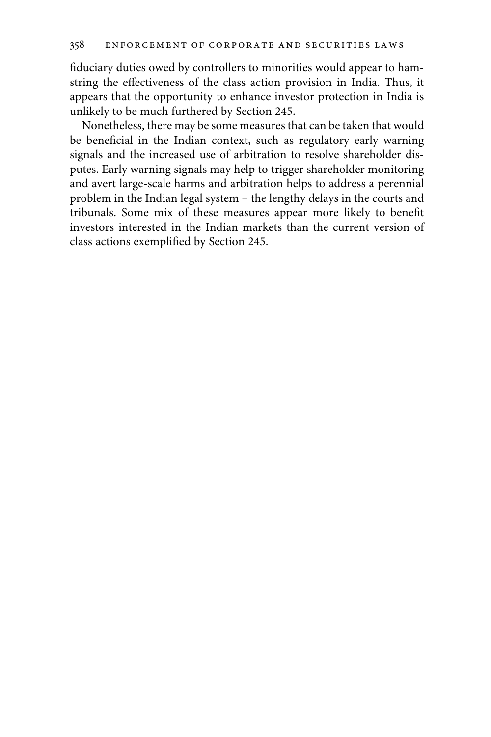fiduciary duties owed by controllers to minorities would appear to hamstring the effectiveness of the class action provision in India. Thus, it appears that the opportunity to enhance investor protection in India is unlikely to be much furthered by Section 245.

Nonetheless, there may be some measures that can be taken that would be beneficial in the Indian context, such as regulatory early warning signals and the increased use of arbitration to resolve shareholder disputes. Early warning signals may help to trigger shareholder monitoring and avert large-scale harms and arbitration helps to address a perennial problem in the Indian legal system – the lengthy delays in the courts and tribunals. Some mix of these measures appear more likely to benefit investors interested in the Indian markets than the current version of class actions exemplified by Section 245.